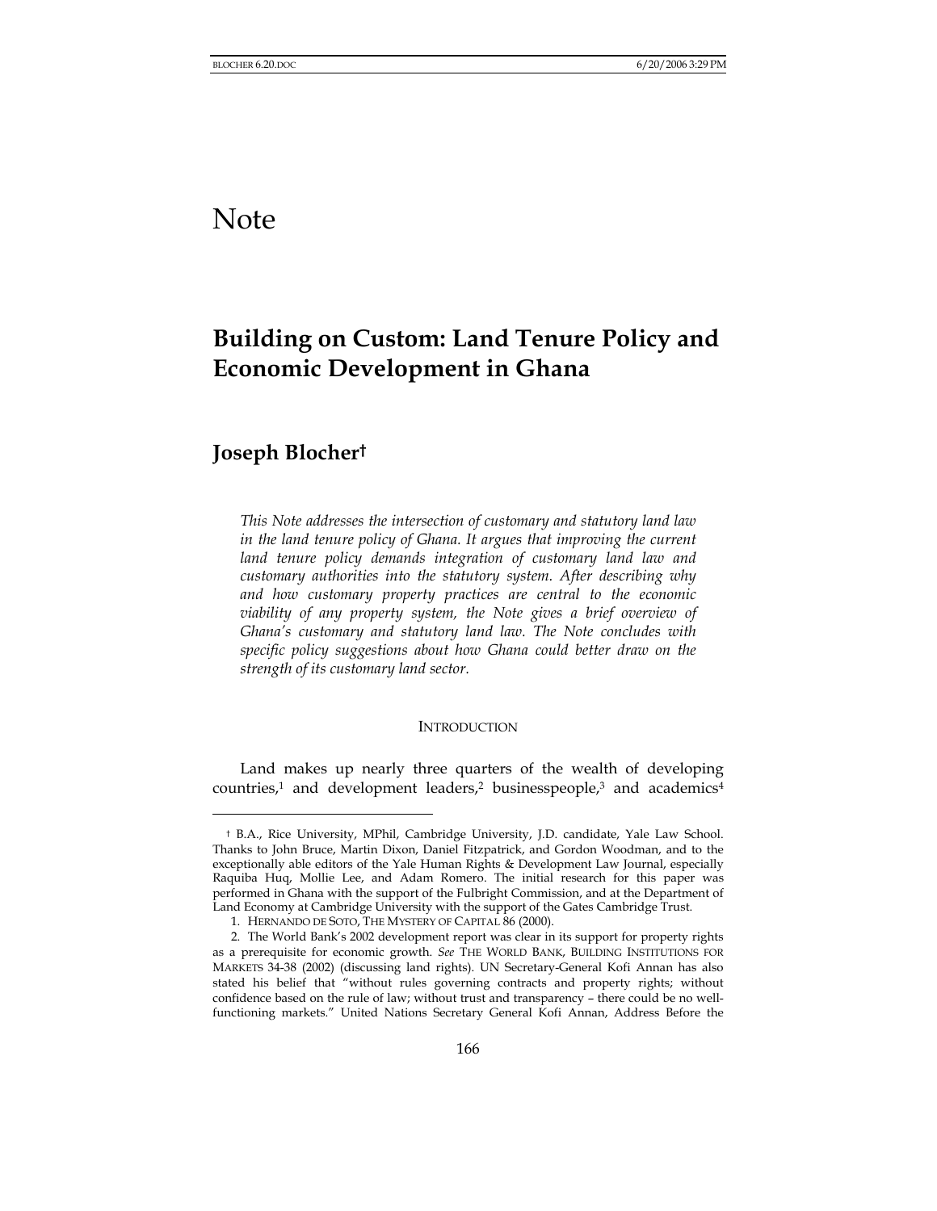# Note

## Building on Custom: Land Tenure Policy and Economic Development in Ghana

### Joseph Blocher†

*This Note addresses the intersection of customary and statutory land law in the land tenure policy of Ghana. It argues that improving the current land tenure policy demands integration of customary land law and customary authorities into the statutory system. After describing why and how customary property practices are central to the economic viability of any property system, the Note gives a brief overview of Ghana's customary and statutory land law. The Note concludes with specific policy suggestions about how Ghana could better draw on the strength of its customary land sector.*

INTRODUCTION

Land makes up nearly three quarters of the wealth of developing countries,[1] and development leaders,[2] businesspeople,[3] and academics[4]

---

† B.A., Rice University, MPhil, Cambridge University, J.D. candidate, Yale Law School. Thanks to John Bruce, Martin Dixon, Daniel Fitzpatrick, and Gordon Woodman, and to the exceptionally able editors of the Yale Human Rights & Development Law Journal, especially Raquiba Huq, Mollie Lee, and Adam Romero. The initial research for this paper was performed in Ghana with the support of the Fulbright Commission, and at the Department of Land Economy at Cambridge University with the support of the Gates Cambridge Trust.

1. HERNANDO DE SOTO, THE MYSTERY OF CAPITAL 86 (2000).

2. The World Bank's 2002 development report was clear in its support for property rights as a prerequisite for economic growth. *See* THE WORLD BANK, BUILDING INSTITUTIONS FOR MARKETS 34-38 (2002) (discussing land rights). UN Secretary-General Kofi Annan has also stated his belief that "without rules governing contracts and property rights; without confidence based on the rule of law; without trust and transparency – there could be no well-functioning markets." United Nations Secretary General Kofi Annan, Address Before the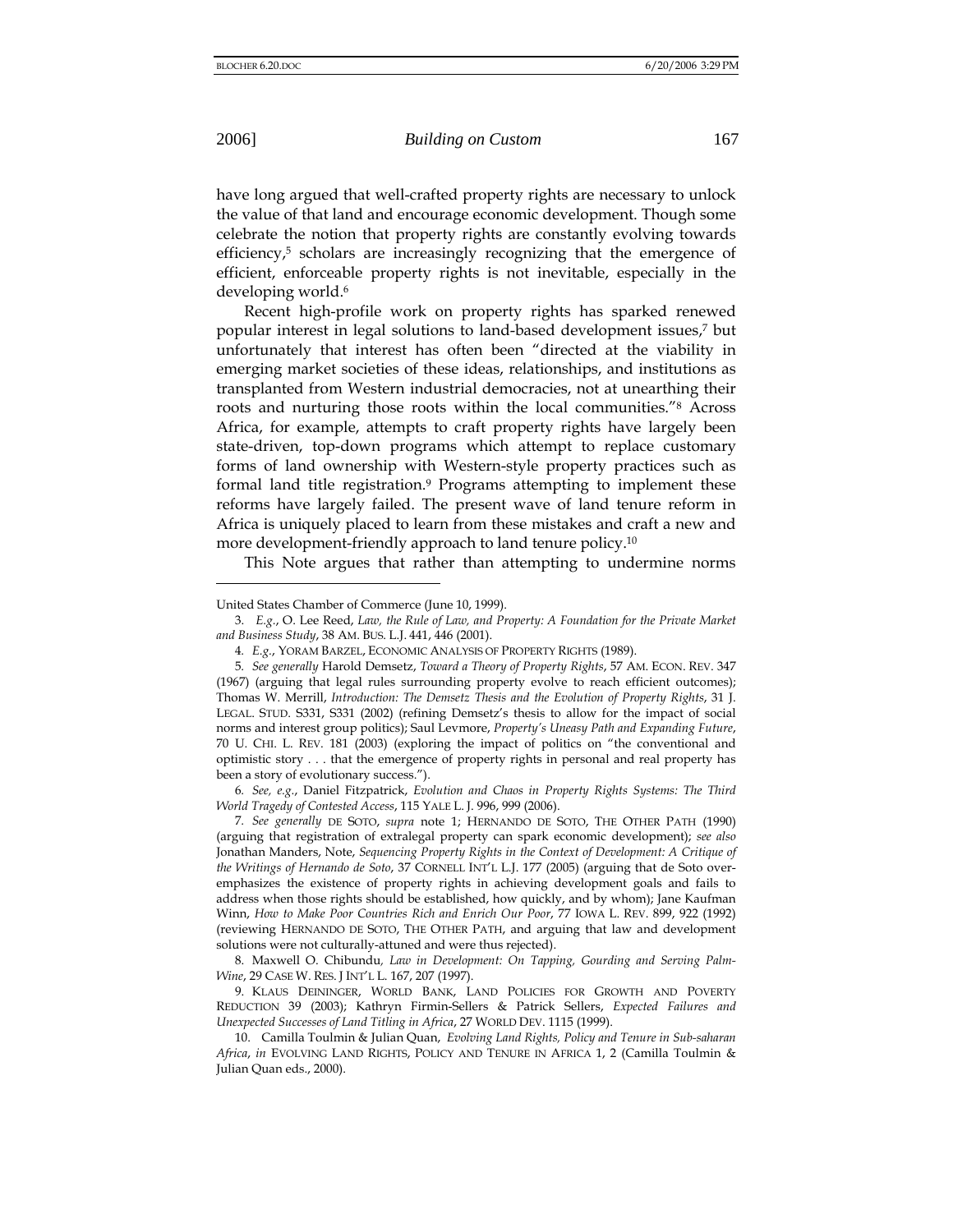have long argued that well-crafted property rights are necessary to unlock the value of that land and encourage economic development. Though some celebrate the notion that property rights are constantly evolving towards efficiency,[5] scholars are increasingly recognizing that the emergence of efficient, enforceable property rights is not inevitable, especially in the developing world.[6]

Recent high-profile work on property rights has sparked renewed popular interest in legal solutions to land-based development issues,[7] but unfortunately that interest has often been "directed at the viability in emerging market societies of these ideas, relationships, and institutions as transplanted from Western industrial democracies, not at unearthing their roots and nurturing those roots within the local communities."[8] Across Africa, for example, attempts to craft property rights have largely been state-driven, top-down programs which attempt to replace customary forms of land ownership with Western-style property practices such as formal land title registration.[9] Programs attempting to implement these reforms have largely failed. The present wave of land tenure reform in Africa is uniquely placed to learn from these mistakes and craft a new and more development-friendly approach to land tenure policy.[10]

This Note argues that rather than attempting to undermine norms

---

United States Chamber of Commerce (June 10, 1999).

3. *E.g.*, O. Lee Reed, *Law, the Rule of Law, and Property: A Foundation for the Private Market and Business Study*, 38 AM. BUS. L.J. 441, 446 (2001).

4. *E.g.*, YORAM BARZEL, ECONOMIC ANALYSIS OF PROPERTY RIGHTS (1989).

5. *See generally* Harold Demsetz, *Toward a Theory of Property Rights*, 57 AM. ECON. REV. 347 (1967) (arguing that legal rules surrounding property evolve to reach efficient outcomes); Thomas W. Merrill, *Introduction: The Demsetz Thesis and the Evolution of Property Rights*, 31 J. LEGAL. STUD. S331, S331 (2002) (refining Demsetz's thesis to allow for the impact of social norms and interest group politics); Saul Levmore, *Property's Uneasy Path and Expanding Future*, 70 U. CHI. L. REV. 181 (2003) (exploring the impact of politics on "the conventional and optimistic story . . . that the emergence of property rights in personal and real property has been a story of evolutionary success.").

6. *See, e.g.*, Daniel Fitzpatrick, *Evolution and Chaos in Property Rights Systems: The Third World Tragedy of Contested Access*, 115 YALE L. J. 996, 999 (2006).

7. *See generally* DE SOTO, *supra* note 1; HERNANDO DE SOTO, THE OTHER PATH (1990) (arguing that registration of extralegal property can spark economic development); *see also* Jonathan Manders, Note, *Sequencing Property Rights in the Context of Development: A Critique of the Writings of Hernando de Soto*, 37 CORNELL INT'L L.J. 177 (2005) (arguing that de Soto over-emphasizes the existence of property rights in achieving development goals and fails to address when those rights should be established, how quickly, and by whom); Jane Kaufman Winn, *How to Make Poor Countries Rich and Enrich Our Poor*, 77 IOWA L. REV. 899, 922 (1992) (reviewing HERNANDO DE SOTO, THE OTHER PATH, and arguing that law and development solutions were not culturally-attuned and were thus rejected).

8. Maxwell O. Chibundu, *Law in Development: On Tapping, Gourding and Serving Palm-Wine*, 29 CASE W. RES. J INT'L L. 167, 207 (1997).

9. KLAUS DEININGER, WORLD BANK, LAND POLICIES FOR GROWTH AND POVERTY REDUCTION 39 (2003); Kathryn Firmin-Sellers & Patrick Sellers, *Expected Failures and Unexpected Successes of Land Titling in Africa*, 27 WORLD DEV. 1115 (1999).

10. Camilla Toulmin & Julian Quan, *Evolving Land Rights, Policy and Tenure in Sub-saharan Africa*, *in* EVOLVING LAND RIGHTS, POLICY AND TENURE IN AFRICA 1, 2 (Camilla Toulmin & Julian Quan eds., 2000).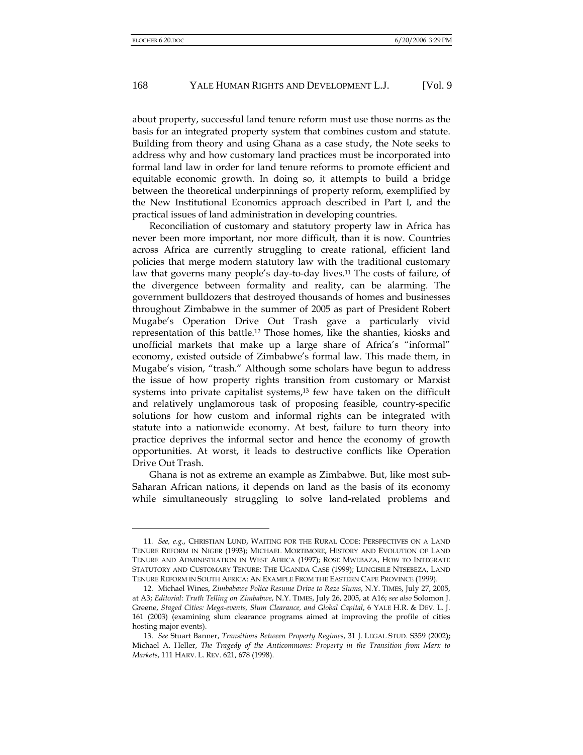about property, successful land tenure reform must use those norms as the basis for an integrated property system that combines custom and statute. Building from theory and using Ghana as a case study, the Note seeks to address why and how customary land practices must be incorporated into formal land law in order for land tenure reforms to promote efficient and equitable economic growth. In doing so, it attempts to build a bridge between the theoretical underpinnings of property reform, exemplified by the New Institutional Economics approach described in Part I, and the practical issues of land administration in developing countries.

Reconciliation of customary and statutory property law in Africa has never been more important, nor more difficult, than it is now. Countries across Africa are currently struggling to create rational, efficient land policies that merge modern statutory law with the traditional customary law that governs many people's day-to-day lives.[11] The costs of failure, of the divergence between formality and reality, can be alarming. The government bulldozers that destroyed thousands of homes and businesses throughout Zimbabwe in the summer of 2005 as part of President Robert Mugabe's Operation Drive Out Trash gave a particularly vivid representation of this battle.[12] Those homes, like the shanties, kiosks and unofficial markets that make up a large share of Africa's "informal" economy, existed outside of Zimbabwe's formal law. This made them, in Mugabe's vision, "trash." Although some scholars have begun to address the issue of how property rights transition from customary or Marxist systems into private capitalist systems,[13] few have taken on the difficult and relatively unglamorous task of proposing feasible, country-specific solutions for how custom and informal rights can be integrated with statute into a nationwide economy. At best, failure to turn theory into practice deprives the informal sector and hence the economy of growth opportunities. At worst, it leads to destructive conflicts like Operation Drive Out Trash.

Ghana is not as extreme an example as Zimbabwe. But, like most sub-Saharan African nations, it depends on land as the basis of its economy while simultaneously struggling to solve land-related problems and

---

11. *See, e.g.*, CHRISTIAN LUND, WAITING FOR THE RURAL CODE: PERSPECTIVES ON A LAND TENURE REFORM IN NIGER (1993); MICHAEL MORTIMORE, HISTORY AND EVOLUTION OF LAND TENURE AND ADMINISTRATION IN WEST AFRICA (1997); ROSE MWEBAZA, HOW TO INTEGRATE STATUTORY AND CUSTOMARY TENURE: THE UGANDA CASE (1999); LUNGISILE NTSEBEZA, LAND TENURE REFORM IN SOUTH AFRICA: AN EXAMPLE FROM THE EASTERN CAPE PROVINCE (1999).

12. Michael Wines, *Zimbabwe Police Resume Drive to Raze Slums*, N.Y. TIMES, July 27, 2005, at A3; *Editorial: Truth Telling on Zimbabwe*, N.Y. TIMES, July 26, 2005, at A16; *see also* Solomon J. Greene, *Staged Cities: Mega-events, Slum Clearance, and Global Capital*, 6 YALE H.R. & DEV. L. J. 161 (2003) (examining slum clearance programs aimed at improving the profile of cities hosting major events).

13. *See* Stuart Banner, *Transitions Between Property Regimes*, 31 J. LEGAL STUD. S359 (2002); Michael A. Heller, *The Tragedy of the Anticommons: Property in the Transition from Marx to Markets*, 111 HARV. L. REV. 621, 678 (1998).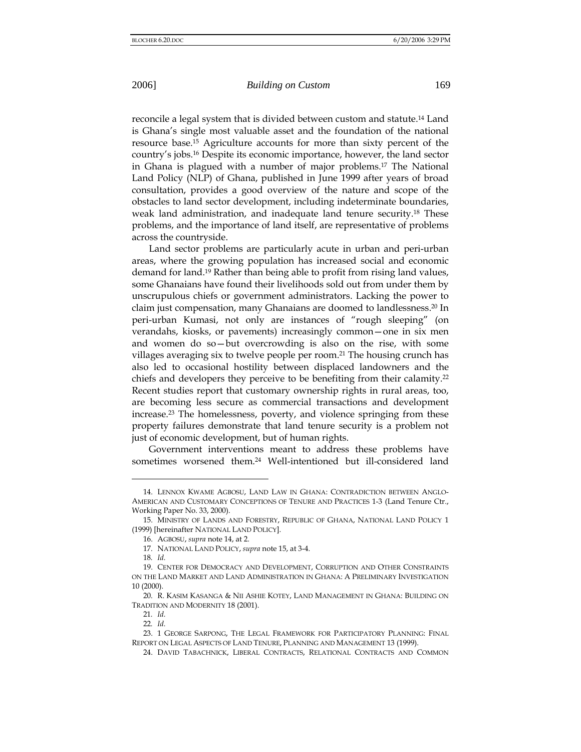reconcile a legal system that is divided between custom and statute.[14] Land is Ghana's single most valuable asset and the foundation of the national resource base.[15] Agriculture accounts for more than sixty percent of the country's jobs.[16] Despite its economic importance, however, the land sector in Ghana is plagued with a number of major problems.[17] The National Land Policy (NLP) of Ghana, published in June 1999 after years of broad consultation, provides a good overview of the nature and scope of the obstacles to land sector development, including indeterminate boundaries, weak land administration, and inadequate land tenure security.[18] These problems, and the importance of land itself, are representative of problems across the countryside.

Land sector problems are particularly acute in urban and peri-urban areas, where the growing population has increased social and economic demand for land.[19] Rather than being able to profit from rising land values, some Ghanaians have found their livelihoods sold out from under them by unscrupulous chiefs or government administrators. Lacking the power to claim just compensation, many Ghanaians are doomed to landlessness.[20] In peri-urban Kumasi, not only are instances of "rough sleeping" (on verandahs, kiosks, or pavements) increasingly common—one in six men and women do so—but overcrowding is also on the rise, with some villages averaging six to twelve people per room.[21] The housing crunch has also led to occasional hostility between displaced landowners and the chiefs and developers they perceive to be benefiting from their calamity.[22] Recent studies report that customary ownership rights in rural areas, too, are becoming less secure as commercial transactions and development increase.[23] The homelessness, poverty, and violence springing from these property failures demonstrate that land tenure security is a problem not just of economic development, but of human rights.

Government interventions meant to address these problems have sometimes worsened them.[24] Well-intentioned but ill-considered land

---

14. LENNOX KWAME AGBOSU, LAND LAW IN GHANA: CONTRADICTION BETWEEN ANGLO-AMERICAN AND CUSTOMARY CONCEPTIONS OF TENURE AND PRACTICES 1-3 (Land Tenure Ctr., Working Paper No. 33, 2000).

15. MINISTRY OF LANDS AND FORESTRY, REPUBLIC OF GHANA, NATIONAL LAND POLICY 1 (1999) [hereinafter NATIONAL LAND POLICY].

16. AGBOSU, *supra* note 14, at 2.

17. NATIONAL LAND POLICY, *supra* note 15, at 3-4.

18. *Id.*

19. CENTER FOR DEMOCRACY AND DEVELOPMENT, CORRUPTION AND OTHER CONSTRAINTS ON THE LAND MARKET AND LAND ADMINISTRATION IN GHANA: A PRELIMINARY INVESTIGATION 10 (2000).

20. R. KASIM KASANGA & NII ASHIE KOTEY, LAND MANAGEMENT IN GHANA: BUILDING ON TRADITION AND MODERNITY 18 (2001).

21. *Id.*

22. *Id.*

23. 1 GEORGE SARPONG, THE LEGAL FRAMEWORK FOR PARTICIPATORY PLANNING: FINAL REPORT ON LEGAL ASPECTS OF LAND TENURE, PLANNING AND MANAGEMENT 13 (1999).

24. DAVID TABACHNICK, LIBERAL CONTRACTS, RELATIONAL CONTRACTS AND COMMON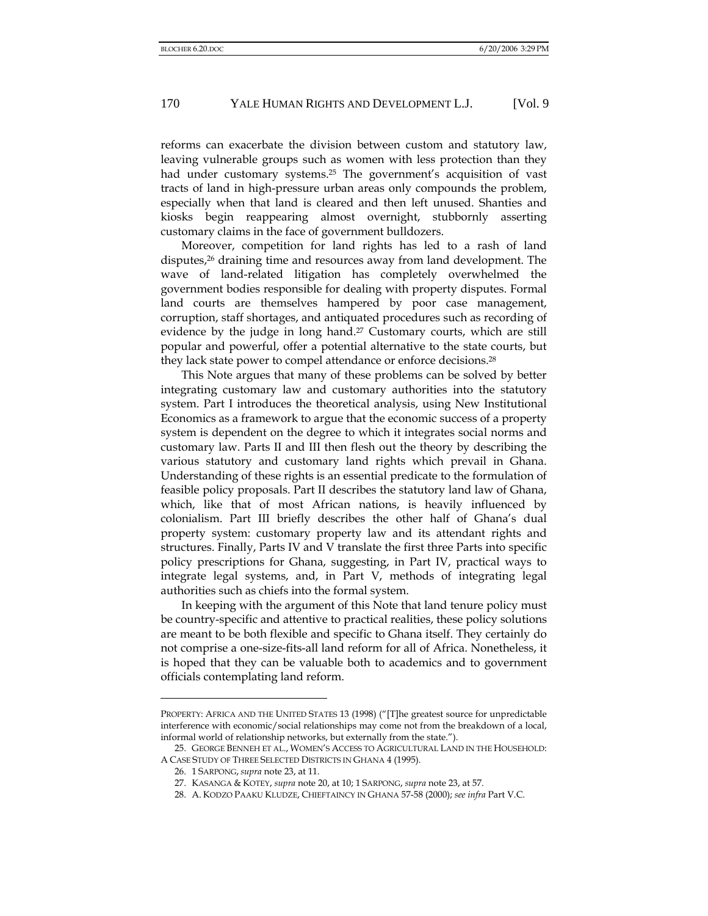reforms can exacerbate the division between custom and statutory law, leaving vulnerable groups such as women with less protection than they had under customary systems.[25] The government's acquisition of vast tracts of land in high-pressure urban areas only compounds the problem, especially when that land is cleared and then left unused. Shanties and kiosks begin reappearing almost overnight, stubbornly asserting customary claims in the face of government bulldozers.

Moreover, competition for land rights has led to a rash of land disputes,[26] draining time and resources away from land development. The wave of land-related litigation has completely overwhelmed the government bodies responsible for dealing with property disputes. Formal land courts are themselves hampered by poor case management, corruption, staff shortages, and antiquated procedures such as recording of evidence by the judge in long hand.[27] Customary courts, which are still popular and powerful, offer a potential alternative to the state courts, but they lack state power to compel attendance or enforce decisions.[28]

This Note argues that many of these problems can be solved by better integrating customary law and customary authorities into the statutory system. Part I introduces the theoretical analysis, using New Institutional Economics as a framework to argue that the economic success of a property system is dependent on the degree to which it integrates social norms and customary law. Parts II and III then flesh out the theory by describing the various statutory and customary land rights which prevail in Ghana. Understanding of these rights is an essential predicate to the formulation of feasible policy proposals. Part II describes the statutory land law of Ghana, which, like that of most African nations, is heavily influenced by colonialism. Part III briefly describes the other half of Ghana's dual property system: customary property law and its attendant rights and structures. Finally, Parts IV and V translate the first three Parts into specific policy prescriptions for Ghana, suggesting, in Part IV, practical ways to integrate legal systems, and, in Part V, methods of integrating legal authorities such as chiefs into the formal system.

In keeping with the argument of this Note that land tenure policy must be country-specific and attentive to practical realities, these policy solutions are meant to be both flexible and specific to Ghana itself. They certainly do not comprise a one-size-fits-all land reform for all of Africa. Nonetheless, it is hoped that they can be valuable both to academics and to government officials contemplating land reform.

---

PROPERTY: AFRICA AND THE UNITED STATES 13 (1998) ("[T]he greatest source for unpredictable interference with economic/social relationships may come not from the breakdown of a local, informal world of relationship networks, but externally from the state.").

25. GEORGE BENNEH ET AL., WOMEN'S ACCESS TO AGRICULTURAL LAND IN THE HOUSEHOLD: A CASE STUDY OF THREE SELECTED DISTRICTS IN GHANA 4 (1995).

26. 1 SARPONG, *supra* note 23, at 11.

27. KASANGA & KOTEY, *supra* note 20, at 10; 1 SARPONG, *supra* note 23, at 57.

28. A. KODZO PAAKU KLUDZE, CHIEFTAINCY IN GHANA 57-58 (2000); *see infra* Part V.C.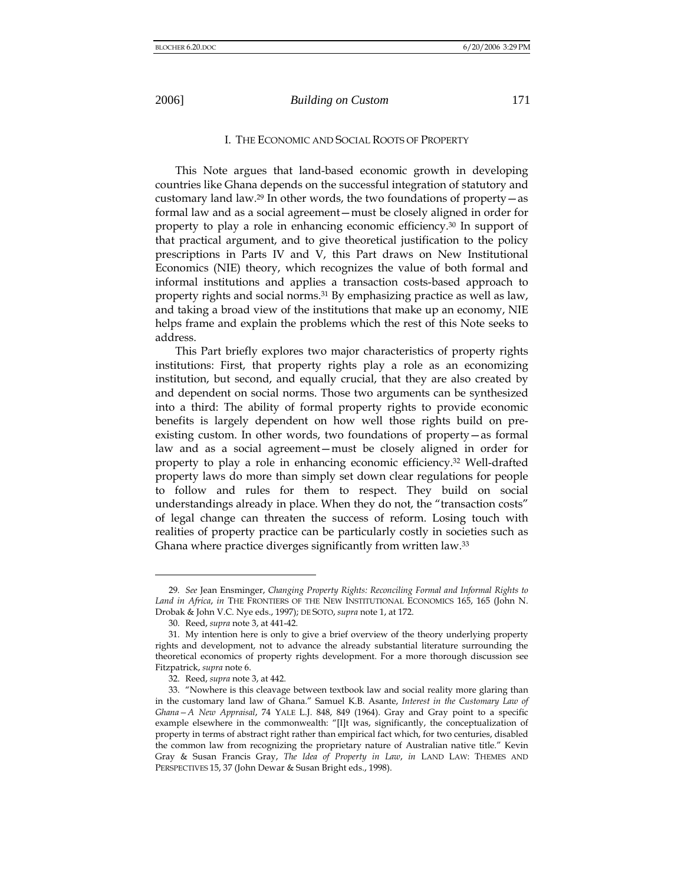## I. THE ECONOMIC AND SOCIAL ROOTS OF PROPERTY

This Note argues that land-based economic growth in developing countries like Ghana depends on the successful integration of statutory and customary land law.[29] In other words, the two foundations of property—as formal law and as a social agreement—must be closely aligned in order for property to play a role in enhancing economic efficiency.[30] In support of that practical argument, and to give theoretical justification to the policy prescriptions in Parts IV and V, this Part draws on New Institutional Economics (NIE) theory, which recognizes the value of both formal and informal institutions and applies a transaction costs-based approach to property rights and social norms.[31] By emphasizing practice as well as law, and taking a broad view of the institutions that make up an economy, NIE helps frame and explain the problems which the rest of this Note seeks to address.

This Part briefly explores two major characteristics of property rights institutions: First, that property rights play a role as an economizing institution, but second, and equally crucial, that they are also created by and dependent on social norms. Those two arguments can be synthesized into a third: The ability of formal property rights to provide economic benefits is largely dependent on how well those rights build on pre-existing custom. In other words, two foundations of property—as formal law and as a social agreement—must be closely aligned in order for property to play a role in enhancing economic efficiency.[32] Well-drafted property laws do more than simply set down clear regulations for people to follow and rules for them to respect. They build on social understandings already in place. When they do not, the "transaction costs" of legal change can threaten the success of reform. Losing touch with realities of property practice can be particularly costly in societies such as Ghana where practice diverges significantly from written law.[33]

---

29. *See* Jean Ensminger, *Changing Property Rights: Reconciling Formal and Informal Rights to Land in Africa*, *in* THE FRONTIERS OF THE NEW INSTITUTIONAL ECONOMICS 165, 165 (John N. Drobak & John V.C. Nye eds., 1997); DE SOTO, *supra* note 1, at 172.

30. Reed, *supra* note 3, at 441-42.

31. My intention here is only to give a brief overview of the theory underlying property rights and development, not to advance the already substantial literature surrounding the theoretical economics of property rights development. For a more thorough discussion see Fitzpatrick, *supra* note 6.

32. Reed, *supra* note 3, at 442.

33. "Nowhere is this cleavage between textbook law and social reality more glaring than in the customary land law of Ghana." Samuel K.B. Asante, *Interest in the Customary Law of Ghana—A New Appraisal*, 74 YALE L.J. 848, 849 (1964). Gray and Gray point to a specific example elsewhere in the commonwealth: "[I]t was, significantly, the conceptualization of property in terms of abstract right rather than empirical fact which, for two centuries, disabled the common law from recognizing the proprietary nature of Australian native title." Kevin Gray & Susan Francis Gray, *The Idea of Property in Law*, *in* LAND LAW: THEMES AND PERSPECTIVES 15, 37 (John Dewar & Susan Bright eds., 1998).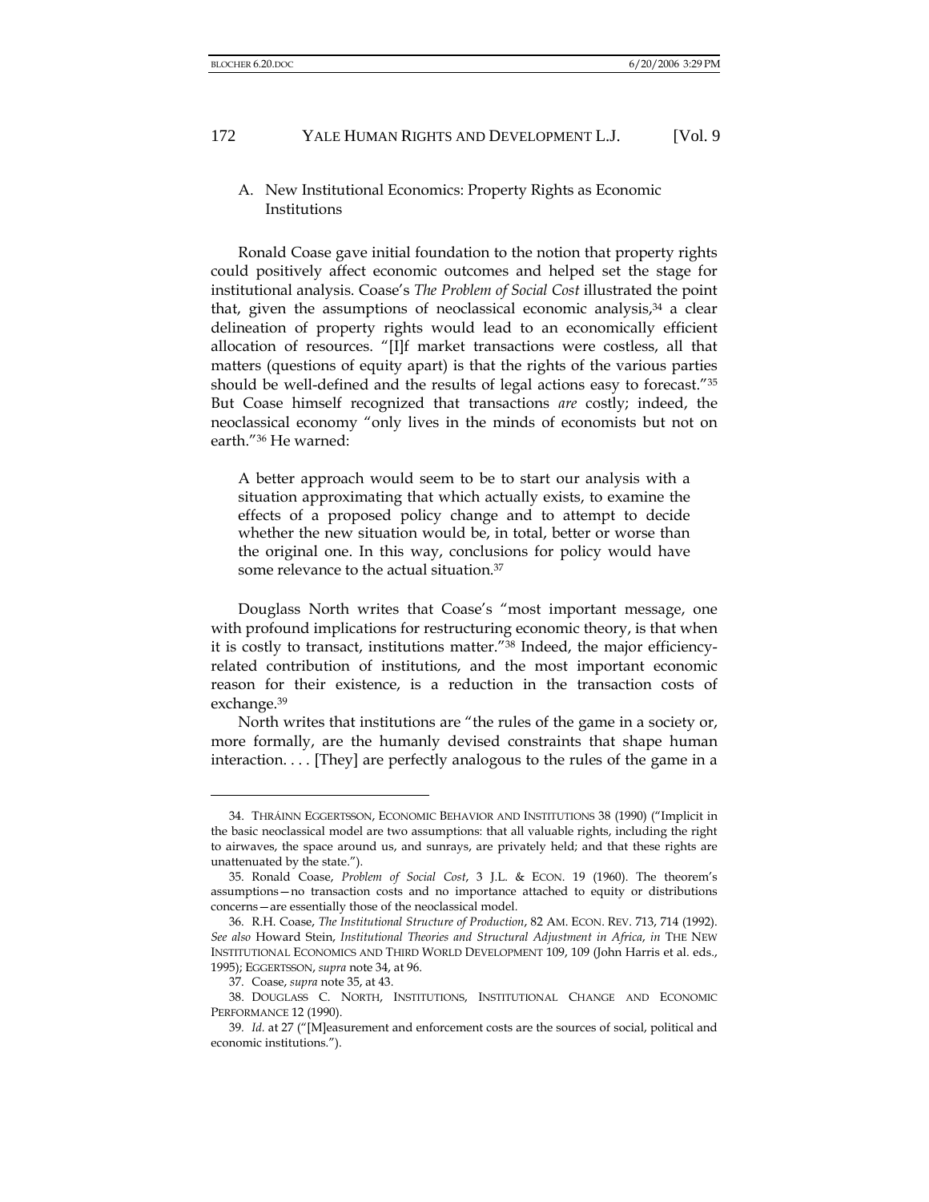### A. New Institutional Economics: Property Rights as Economic Institutions

Ronald Coase gave initial foundation to the notion that property rights could positively affect economic outcomes and helped set the stage for institutional analysis. Coase's *The Problem of Social Cost* illustrated the point that, given the assumptions of neoclassical economic analysis,[34] a clear delineation of property rights would lead to an economically efficient allocation of resources. "[I]f market transactions were costless, all that matters (questions of equity apart) is that the rights of the various parties should be well-defined and the results of legal actions easy to forecast."[35] But Coase himself recognized that transactions *are* costly; indeed, the neoclassical economy "only lives in the minds of economists but not on earth."[36] He warned:

> A better approach would seem to be to start our analysis with a situation approximating that which actually exists, to examine the effects of a proposed policy change and to attempt to decide whether the new situation would be, in total, better or worse than the original one. In this way, conclusions for policy would have some relevance to the actual situation.[37]

Douglass North writes that Coase's "most important message, one with profound implications for restructuring economic theory, is that when it is costly to transact, institutions matter."[38] Indeed, the major efficiency-related contribution of institutions, and the most important economic reason for their existence, is a reduction in the transaction costs of exchange.[39]

North writes that institutions are "the rules of the game in a society or, more formally, are the humanly devised constraints that shape human interaction. . . . [They] are perfectly analogous to the rules of the game in a

---

34. THRÁINN EGGERTSSON, ECONOMIC BEHAVIOR AND INSTITUTIONS 38 (1990) ("Implicit in the basic neoclassical model are two assumptions: that all valuable rights, including the right to airwaves, the space around us, and sunrays, are privately held; and that these rights are unattenuated by the state.").

35. Ronald Coase, *Problem of Social Cost*, 3 J.L. & ECON. 19 (1960). The theorem's assumptions—no transaction costs and no importance attached to equity or distributions concerns—are essentially those of the neoclassical model.

36. R.H. Coase, *The Institutional Structure of Production*, 82 AM. ECON. REV. 713, 714 (1992). *See also* Howard Stein, *Institutional Theories and Structural Adjustment in Africa*, *in* THE NEW INSTITUTIONAL ECONOMICS AND THIRD WORLD DEVELOPMENT 109, 109 (John Harris et al. eds., 1995); EGGERTSSON, *supra* note 34, at 96.

37. Coase, *supra* note 35, at 43.

38. DOUGLASS C. NORTH, INSTITUTIONS, INSTITUTIONAL CHANGE AND ECONOMIC PERFORMANCE 12 (1990).

39. *Id.* at 27 ("[M]easurement and enforcement costs are the sources of social, political and economic institutions.").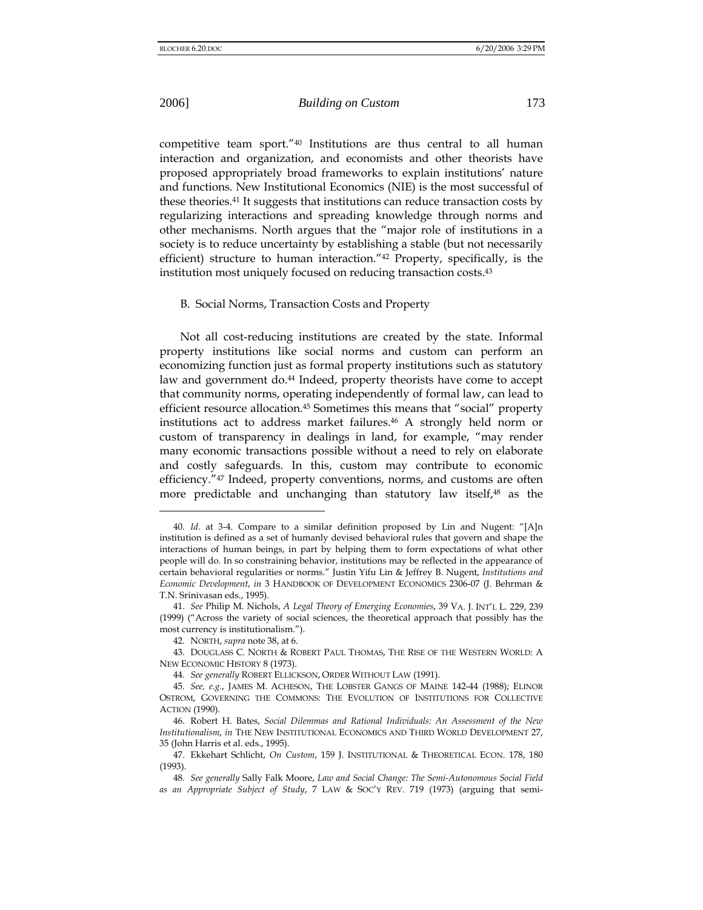competitive team sport."[40] Institutions are thus central to all human interaction and organization, and economists and other theorists have proposed appropriately broad frameworks to explain institutions' nature and functions. New Institutional Economics (NIE) is the most successful of these theories.[41] It suggests that institutions can reduce transaction costs by regularizing interactions and spreading knowledge through norms and other mechanisms. North argues that the "major role of institutions in a society is to reduce uncertainty by establishing a stable (but not necessarily efficient) structure to human interaction."[42] Property, specifically, is the institution most uniquely focused on reducing transaction costs.[43]

### B. Social Norms, Transaction Costs and Property

Not all cost-reducing institutions are created by the state. Informal property institutions like social norms and custom can perform an economizing function just as formal property institutions such as statutory law and government do.[44] Indeed, property theorists have come to accept that community norms, operating independently of formal law, can lead to efficient resource allocation.[45] Sometimes this means that "social" property institutions act to address market failures.[46] A strongly held norm or custom of transparency in dealings in land, for example, "may render many economic transactions possible without a need to rely on elaborate and costly safeguards. In this, custom may contribute to economic efficiency."[47] Indeed, property conventions, norms, and customs are often more predictable and unchanging than statutory law itself,[48] as the

---

40. *Id.* at 3-4. Compare to a similar definition proposed by Lin and Nugent: "[A]n institution is defined as a set of humanly devised behavioral rules that govern and shape the interactions of human beings, in part by helping them to form expectations of what other people will do. In so constraining behavior, institutions may be reflected in the appearance of certain behavioral regularities or norms." Justin Yifu Lin & Jeffrey B. Nugent, *Institutions and Economic Development*, *in* 3 HANDBOOK OF DEVELOPMENT ECONOMICS 2306-07 (J. Behrman & T.N. Srinivasan eds., 1995).

41. *See* Philip M. Nichols, *A Legal Theory of Emerging Economies*, 39 VA. J. INT'L L. 229, 239 (1999) ("Across the variety of social sciences, the theoretical approach that possibly has the most currency is institutionalism.").

42. NORTH, *supra* note 38, at 6.

43. DOUGLASS C. NORTH & ROBERT PAUL THOMAS, THE RISE OF THE WESTERN WORLD: A NEW ECONOMIC HISTORY 8 (1973).

44. *See generally* ROBERT ELLICKSON, ORDER WITHOUT LAW (1991).

45. *See, e.g.*, JAMES M. ACHESON, THE LOBSTER GANGS OF MAINE 142-44 (1988); ELINOR OSTROM, GOVERNING THE COMMONS: THE EVOLUTION OF INSTITUTIONS FOR COLLECTIVE ACTION (1990).

46. Robert H. Bates, *Social Dilemmas and Rational Individuals: An Assessment of the New Institutionalism*, *in* THE NEW INSTITUTIONAL ECONOMICS AND THIRD WORLD DEVELOPMENT 27, 35 (John Harris et al. eds., 1995).

47. Ekkehart Schlicht, *On Custom*, 159 J. INSTITUTIONAL & THEORETICAL ECON. 178, 180 (1993).

48. *See generally* Sally Falk Moore, *Law and Social Change: The Semi-Autonomous Social Field as an Appropriate Subject of Study*, 7 LAW & SOC'Y REV. 719 (1973) (arguing that semi-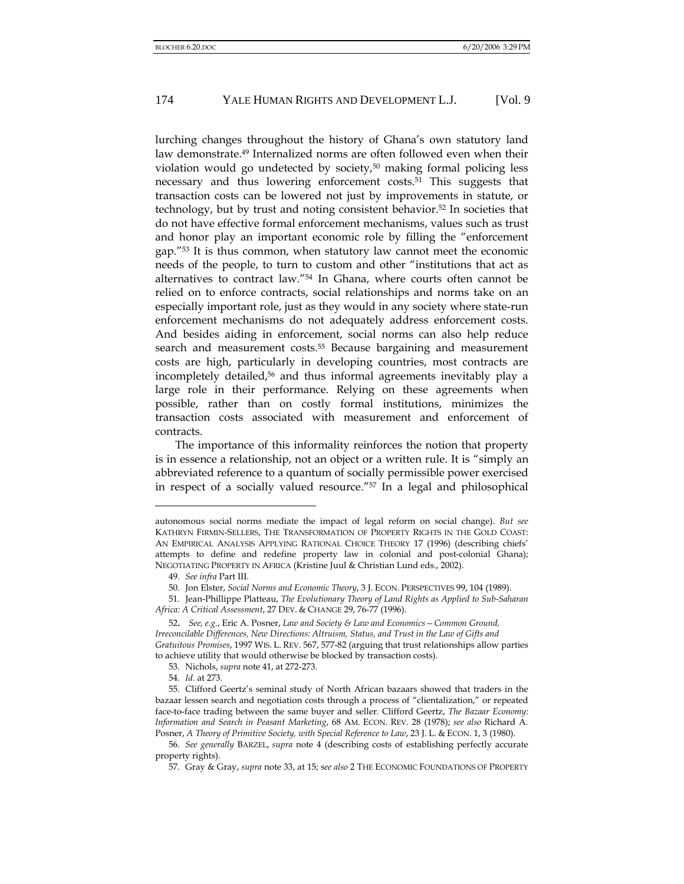lurching changes throughout the history of Ghana's own statutory land law demonstrate.[49] Internalized norms are often followed even when their violation would go undetected by society,[50] making formal policing less necessary and thus lowering enforcement costs.[51] This suggests that transaction costs can be lowered not just by improvements in statute, or technology, but by trust and noting consistent behavior.[52] In societies that do not have effective formal enforcement mechanisms, values such as trust and honor play an important economic role by filling the "enforcement gap."[53] It is thus common, when statutory law cannot meet the economic needs of the people, to turn to custom and other "institutions that act as alternatives to contract law."[54] In Ghana, where courts often cannot be relied on to enforce contracts, social relationships and norms take on an especially important role, just as they would in any society where state-run enforcement mechanisms do not adequately address enforcement costs. And besides aiding in enforcement, social norms can also help reduce search and measurement costs.[55] Because bargaining and measurement costs are high, particularly in developing countries, most contracts are incompletely detailed,[56] and thus informal agreements inevitably play a large role in their performance. Relying on these agreements when possible, rather than on costly formal institutions, minimizes the transaction costs associated with measurement and enforcement of contracts.

The importance of this informality reinforces the notion that property is in essence a relationship, not an object or a written rule. It is "simply an abbreviated reference to a quantum of socially permissible power exercised in respect of a socially valued resource."[57] In a legal and philosophical

---

autonomous social norms mediate the impact of legal reform on social change). *But see* KATHRYN FIRMIN-SELLERS, THE TRANSFORMATION OF PROPERTY RIGHTS IN THE GOLD COAST: AN EMPIRICAL ANALYSIS APPLYING RATIONAL CHOICE THEORY 17 (1996) (describing chiefs' attempts to define and redefine property law in colonial and post-colonial Ghana); NEGOTIATING PROPERTY IN AFRICA (Kristine Juul & Christian Lund eds., 2002).

49. *See infra* Part III.

50. Jon Elster, *Social Norms and Economic Theory*, 3 J. ECON. PERSPECTIVES 99, 104 (1989).

51. Jean-Phillippe Platteau, *The Evolutionary Theory of Land Rights as Applied to Sub-Saharan Africa: A Critical Assessment*, 27 DEV. & CHANGE 29, 76-77 (1996).

52. *See, e.g.*, Eric A. Posner, *Law and Society & Law and Economics—Common Ground, Irreconcilable Differences, New Directions: Altruism, Status, and Trust in the Law of Gifts and Gratuitous Promises*, 1997 WIS. L. REV. 567, 577-82 (arguing that trust relationships allow parties to achieve utility that would otherwise be blocked by transaction costs).

53. Nichols, *supra* note 41, at 272-273.

54. *Id.* at 273.

55. Clifford Geertz's seminal study of North African bazaars showed that traders in the bazaar lessen search and negotiation costs through a process of "clientalization," or repeated face-to-face trading between the same buyer and seller. Clifford Geertz, *The Bazaar Economy: Information and Search in Peasant Marketing*, 68 AM. ECON. REV. 28 (1978); *see also* Richard A. Posner, *A Theory of Primitive Society, with Special Reference to Law*, 23 J. L. & ECON. 1, 3 (1980).

56. *See generally* BARZEL, *supra* note 4 (describing costs of establishing perfectly accurate property rights).

57. Gray & Gray, *supra* note 33, at 15; s*ee also* 2 THE ECONOMIC FOUNDATIONS OF PROPERTY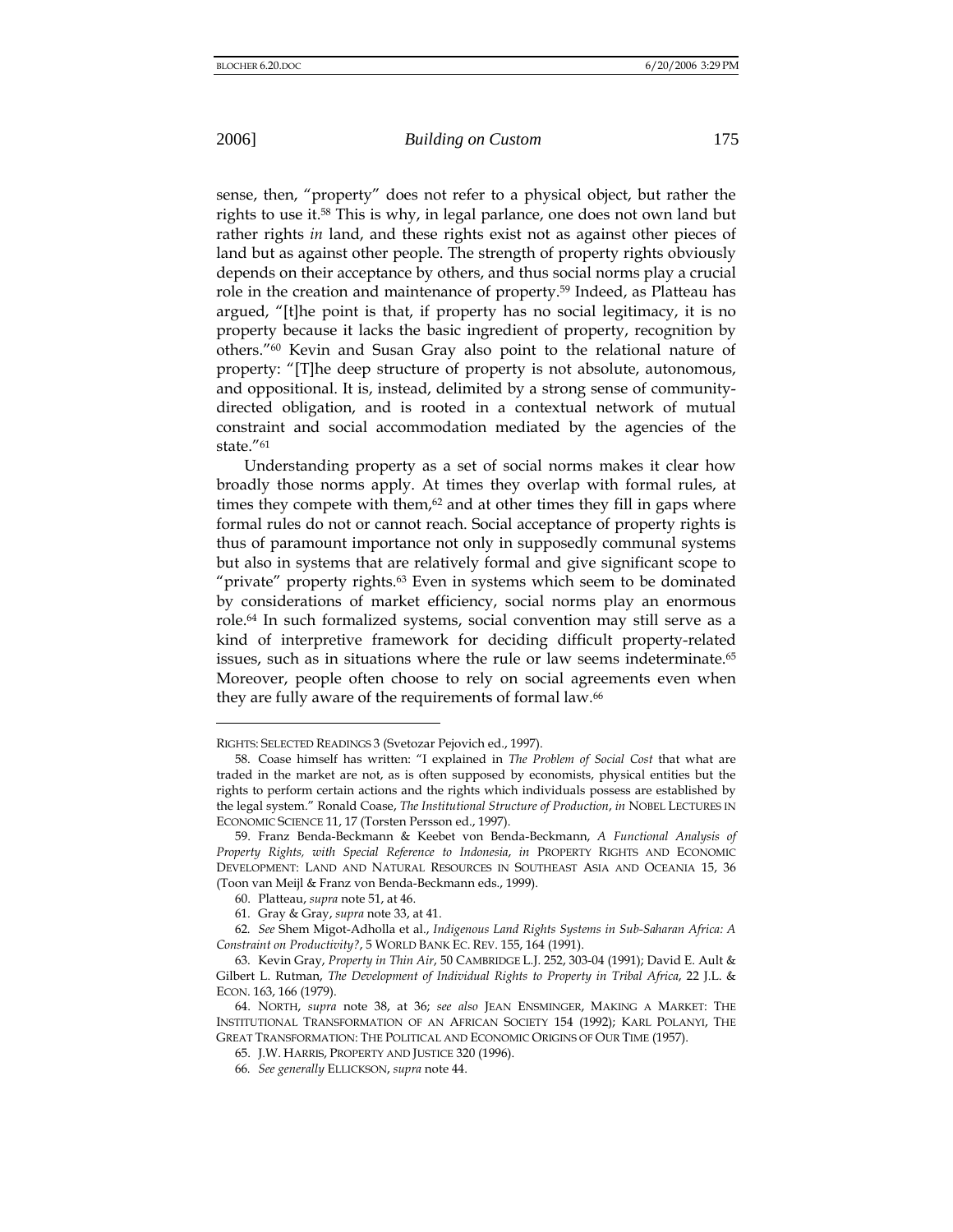sense, then, "property" does not refer to a physical object, but rather the rights to use it.[58] This is why, in legal parlance, one does not own land but rather rights *in* land, and these rights exist not as against other pieces of land but as against other people. The strength of property rights obviously depends on their acceptance by others, and thus social norms play a crucial role in the creation and maintenance of property.[59] Indeed, as Platteau has argued, "[t]he point is that, if property has no social legitimacy, it is no property because it lacks the basic ingredient of property, recognition by others."[60] Kevin and Susan Gray also point to the relational nature of property: "[T]he deep structure of property is not absolute, autonomous, and oppositional. It is, instead, delimited by a strong sense of community-directed obligation, and is rooted in a contextual network of mutual constraint and social accommodation mediated by the agencies of the state."[61]

Understanding property as a set of social norms makes it clear how broadly those norms apply. At times they overlap with formal rules, at times they compete with them,[62] and at other times they fill in gaps where formal rules do not or cannot reach. Social acceptance of property rights is thus of paramount importance not only in supposedly communal systems but also in systems that are relatively formal and give significant scope to "private" property rights.[63] Even in systems which seem to be dominated by considerations of market efficiency, social norms play an enormous role.[64] In such formalized systems, social convention may still serve as a kind of interpretive framework for deciding difficult property-related issues, such as in situations where the rule or law seems indeterminate.[65] Moreover, people often choose to rely on social agreements even when they are fully aware of the requirements of formal law.[66]

---

RIGHTS: SELECTED READINGS 3 (Svetozar Pejovich ed., 1997).

58. Coase himself has written: "I explained in *The Problem of Social Cost* that what are traded in the market are not, as is often supposed by economists, physical entities but the rights to perform certain actions and the rights which individuals possess are established by the legal system." Ronald Coase, *The Institutional Structure of Production*, *in* NOBEL LECTURES IN ECONOMIC SCIENCE 11, 17 (Torsten Persson ed., 1997).

59. Franz Benda-Beckmann & Keebet von Benda-Beckmann, *A Functional Analysis of Property Rights, with Special Reference to Indonesia*, *in* PROPERTY RIGHTS AND ECONOMIC DEVELOPMENT: LAND AND NATURAL RESOURCES IN SOUTHEAST ASIA AND OCEANIA 15, 36 (Toon van Meijl & Franz von Benda-Beckmann eds., 1999).

60. Platteau, *supra* note 51, at 46.

61. Gray & Gray, *supra* note 33, at 41.

62. *See* Shem Migot-Adholla et al., *Indigenous Land Rights Systems in Sub-Saharan Africa: A Constraint on Productivity?*, 5 WORLD BANK EC. REV. 155, 164 (1991).

63. Kevin Gray, *Property in Thin Air*, 50 CAMBRIDGE L.J. 252, 303-04 (1991); David E. Ault & Gilbert L. Rutman, *The Development of Individual Rights to Property in Tribal Africa*, 22 J.L. & ECON. 163, 166 (1979).

64. NORTH, *supra* note 38, at 36; *see also* JEAN ENSMINGER, MAKING A MARKET: THE INSTITUTIONAL TRANSFORMATION OF AN AFRICAN SOCIETY 154 (1992); KARL POLANYI, THE GREAT TRANSFORMATION: THE POLITICAL AND ECONOMIC ORIGINS OF OUR TIME (1957).

65. J.W. HARRIS, PROPERTY AND JUSTICE 320 (1996).

66. *See generally* ELLICKSON, *supra* note 44.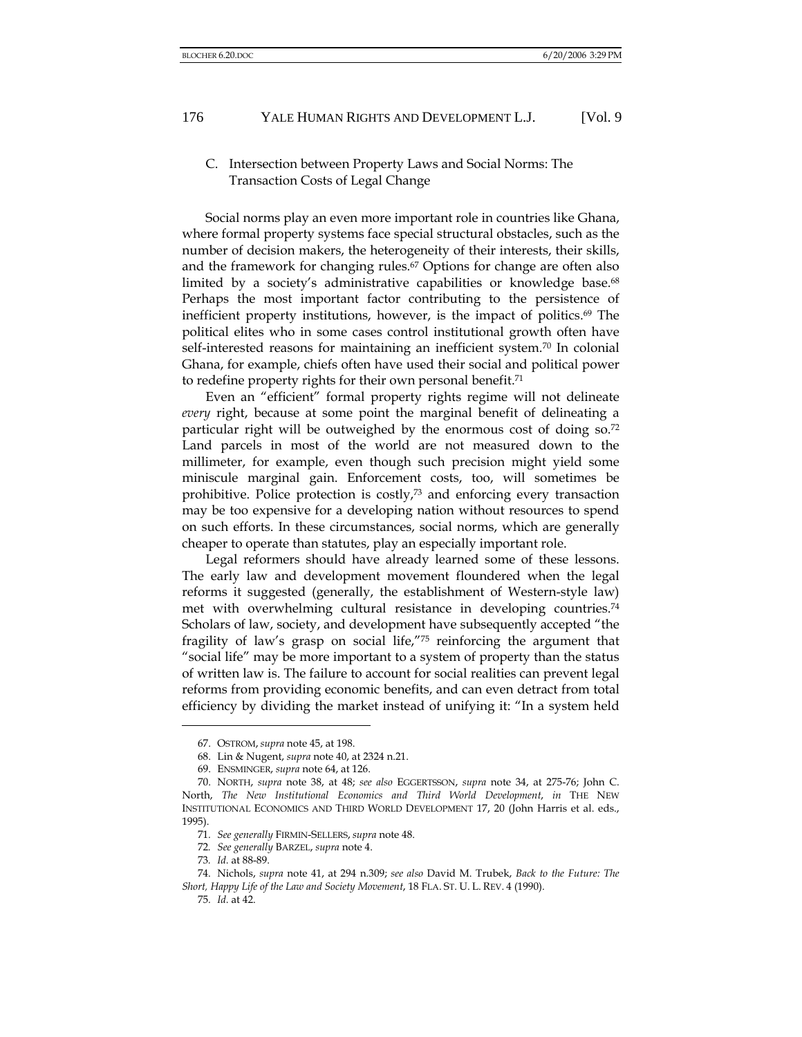### C. Intersection between Property Laws and Social Norms: The Transaction Costs of Legal Change

Social norms play an even more important role in countries like Ghana, where formal property systems face special structural obstacles, such as the number of decision makers, the heterogeneity of their interests, their skills, and the framework for changing rules.[67] Options for change are often also limited by a society's administrative capabilities or knowledge base.[68] Perhaps the most important factor contributing to the persistence of inefficient property institutions, however, is the impact of politics.[69] The political elites who in some cases control institutional growth often have self-interested reasons for maintaining an inefficient system.[70] In colonial Ghana, for example, chiefs often have used their social and political power to redefine property rights for their own personal benefit.[71]

Even an "efficient" formal property rights regime will not delineate *every* right, because at some point the marginal benefit of delineating a particular right will be outweighed by the enormous cost of doing so.[72] Land parcels in most of the world are not measured down to the millimeter, for example, even though such precision might yield some miniscule marginal gain. Enforcement costs, too, will sometimes be prohibitive. Police protection is costly,[73] and enforcing every transaction may be too expensive for a developing nation without resources to spend on such efforts. In these circumstances, social norms, which are generally cheaper to operate than statutes, play an especially important role.

Legal reformers should have already learned some of these lessons. The early law and development movement floundered when the legal reforms it suggested (generally, the establishment of Western-style law) met with overwhelming cultural resistance in developing countries.[74] Scholars of law, society, and development have subsequently accepted "the fragility of law's grasp on social life,"[75] reinforcing the argument that "social life" may be more important to a system of property than the status of written law is. The failure to account for social realities can prevent legal reforms from providing economic benefits, and can even detract from total efficiency by dividing the market instead of unifying it: "In a system held

---

67. OSTROM, *supra* note 45, at 198.

68. Lin & Nugent, *supra* note 40, at 2324 n.21.

69. ENSMINGER, *supra* note 64, at 126.

70. NORTH, *supra* note 38, at 48; *see also* EGGERTSSON, *supra* note 34, at 275-76; John C. North, *The New Institutional Economics and Third World Development*, *in* THE NEW INSTITUTIONAL ECONOMICS AND THIRD WORLD DEVELOPMENT 17, 20 (John Harris et al. eds., 1995).

71. *See generally* FIRMIN-SELLERS, *supra* note 48.

72. *See generally* BARZEL, *supra* note 4.

73. *Id.* at 88-89.

74. Nichols, *supra* note 41, at 294 n.309; *see also* David M. Trubek, *Back to the Future: The Short, Happy Life of the Law and Society Movement*, 18 FLA. ST. U. L. REV. 4 (1990).

75. *Id.* at 42.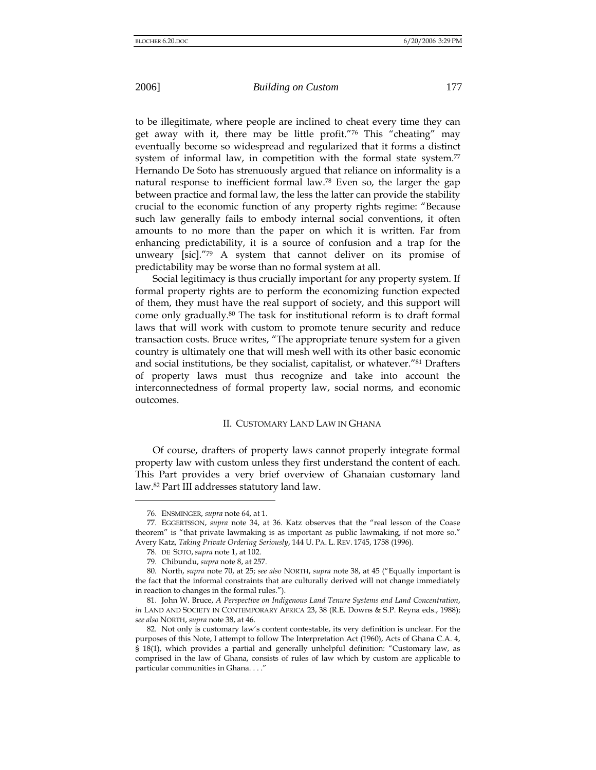to be illegitimate, where people are inclined to cheat every time they can get away with it, there may be little profit."[76] This "cheating" may eventually become so widespread and regularized that it forms a distinct system of informal law, in competition with the formal state system.[77] Hernando De Soto has strenuously argued that reliance on informality is a natural response to inefficient formal law.[78] Even so, the larger the gap between practice and formal law, the less the latter can provide the stability crucial to the economic function of any property rights regime: "Because such law generally fails to embody internal social conventions, it often amounts to no more than the paper on which it is written. Far from enhancing predictability, it is a source of confusion and a trap for the unweary [sic]."[79] A system that cannot deliver on its promise of predictability may be worse than no formal system at all.

Social legitimacy is thus crucially important for any property system. If formal property rights are to perform the economizing function expected of them, they must have the real support of society, and this support will come only gradually.[80] The task for institutional reform is to draft formal laws that will work with custom to promote tenure security and reduce transaction costs. Bruce writes, "The appropriate tenure system for a given country is ultimately one that will mesh well with its other basic economic and social institutions, be they socialist, capitalist, or whatever."[81] Drafters of property laws must thus recognize and take into account the interconnectedness of formal property law, social norms, and economic outcomes.

## II. Customary Land Law in Ghana

Of course, drafters of property laws cannot properly integrate formal property law with custom unless they first understand the content of each. This Part provides a very brief overview of Ghanaian customary land law.[82] Part III addresses statutory land law.

---

76. ENSMINGER, *supra* note 64, at 1.

77. EGGERTSSON, *supra* note 34, at 36. Katz observes that the "real lesson of the Coase theorem" is "that private lawmaking is as important as public lawmaking, if not more so." Avery Katz, *Taking Private Ordering Seriously*, 144 U. PA. L. REV. 1745, 1758 (1996).

78. DE SOTO, *supra* note 1, at 102.

79. Chibundu, *supra* note 8, at 257.

80. North, *supra* note 70, at 25; *see also* NORTH, *supra* note 38, at 45 ("Equally important is the fact that the informal constraints that are culturally derived will not change immediately in reaction to changes in the formal rules.").

81. John W. Bruce, *A Perspective on Indigenous Land Tenure Systems and Land Concentration*, *in* LAND AND SOCIETY IN CONTEMPORARY AFRICA 23, 38 (R.E. Downs & S.P. Reyna eds., 1988); *see also* NORTH, *supra* note 38, at 46.

82. Not only is customary law's content contestable, its very definition is unclear. For the purposes of this Note, I attempt to follow The Interpretation Act (1960), Acts of Ghana C.A. 4, § 18(1), which provides a partial and generally unhelpful definition: "Customary law, as comprised in the law of Ghana, consists of rules of law which by custom are applicable to particular communities in Ghana. . . ."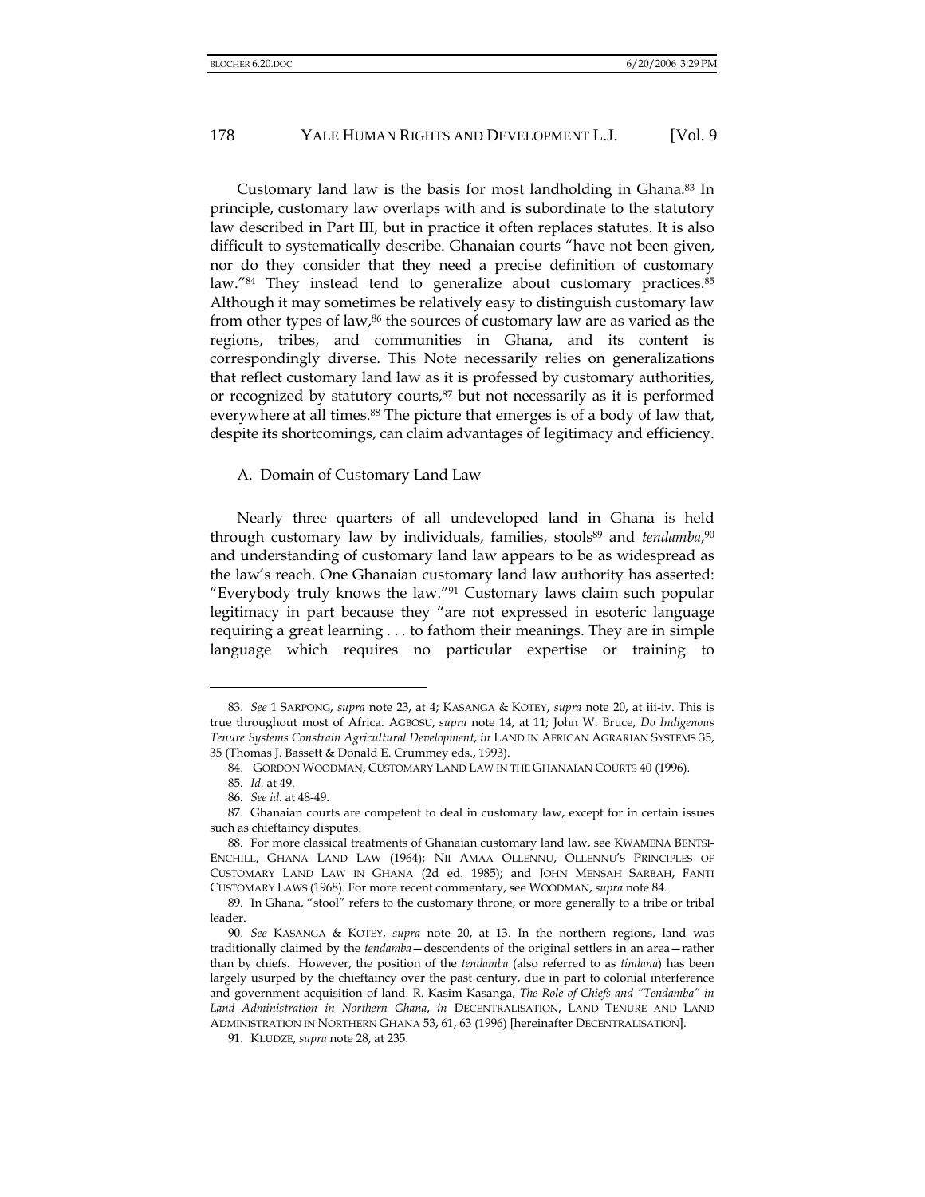Customary land law is the basis for most landholding in Ghana.[83] In principle, customary law overlaps with and is subordinate to the statutory law described in Part III, but in practice it often replaces statutes. It is also difficult to systematically describe. Ghanaian courts "have not been given, nor do they consider that they need a precise definition of customary law."[84] They instead tend to generalize about customary practices.[85] Although it may sometimes be relatively easy to distinguish customary law from other types of law,[86] the sources of customary law are as varied as the regions, tribes, and communities in Ghana, and its content is correspondingly diverse. This Note necessarily relies on generalizations that reflect customary land law as it is professed by customary authorities, or recognized by statutory courts,[87] but not necessarily as it is performed everywhere at all times.[88] The picture that emerges is of a body of law that, despite its shortcomings, can claim advantages of legitimacy and efficiency.

### A. Domain of Customary Land Law

Nearly three quarters of all undeveloped land in Ghana is held through customary law by individuals, families, stools[89] and *tendamba*,[90] and understanding of customary land law appears to be as widespread as the law's reach. One Ghanaian customary land law authority has asserted: "Everybody truly knows the law."[91] Customary laws claim such popular legitimacy in part because they "are not expressed in esoteric language requiring a great learning . . . to fathom their meanings. They are in simple language which requires no particular expertise or training to

---

83. *See* 1 SARPONG, *supra* note 23, at 4; KASANGA & KOTEY, *supra* note 20, at iii-iv. This is true throughout most of Africa. AGBOSU, *supra* note 14, at 11; John W. Bruce, *Do Indigenous Tenure Systems Constrain Agricultural Development*, *in* LAND IN AFRICAN AGRARIAN SYSTEMS 35, 35 (Thomas J. Bassett & Donald E. Crummey eds., 1993).

84. GORDON WOODMAN, CUSTOMARY LAND LAW IN THE GHANAIAN COURTS 40 (1996).

85. *Id.* at 49.

86. *See id.* at 48-49.

87. Ghanaian courts are competent to deal in customary law, except for in certain issues such as chieftaincy disputes.

88. For more classical treatments of Ghanaian customary land law, see KWAMENA BENTSI-ENCHILL, GHANA LAND LAW (1964); NII AMAA OLLENNU, OLLENNU'S PRINCIPLES OF CUSTOMARY LAND LAW IN GHANA (2d ed. 1985); and JOHN MENSAH SARBAH, FANTI CUSTOMARY LAWS (1968). For more recent commentary, see WOODMAN, *supra* note 84.

89. In Ghana, "stool" refers to the customary throne, or more generally to a tribe or tribal leader.

90. *See* KASANGA & KOTEY, *supra* note 20, at 13. In the northern regions, land was traditionally claimed by the *tendamba*—descendents of the original settlers in an area—rather than by chiefs. However, the position of the *tendamba* (also referred to as *tindana*) has been largely usurped by the chieftaincy over the past century, due in part to colonial interference and government acquisition of land. R. Kasim Kasanga, *The Role of Chiefs and "Tendamba" in Land Administration in Northern Ghana*, *in* DECENTRALISATION, LAND TENURE AND LAND ADMINISTRATION IN NORTHERN GHANA 53, 61, 63 (1996) [hereinafter DECENTRALISATION].

91. KLUDZE, *supra* note 28, at 235.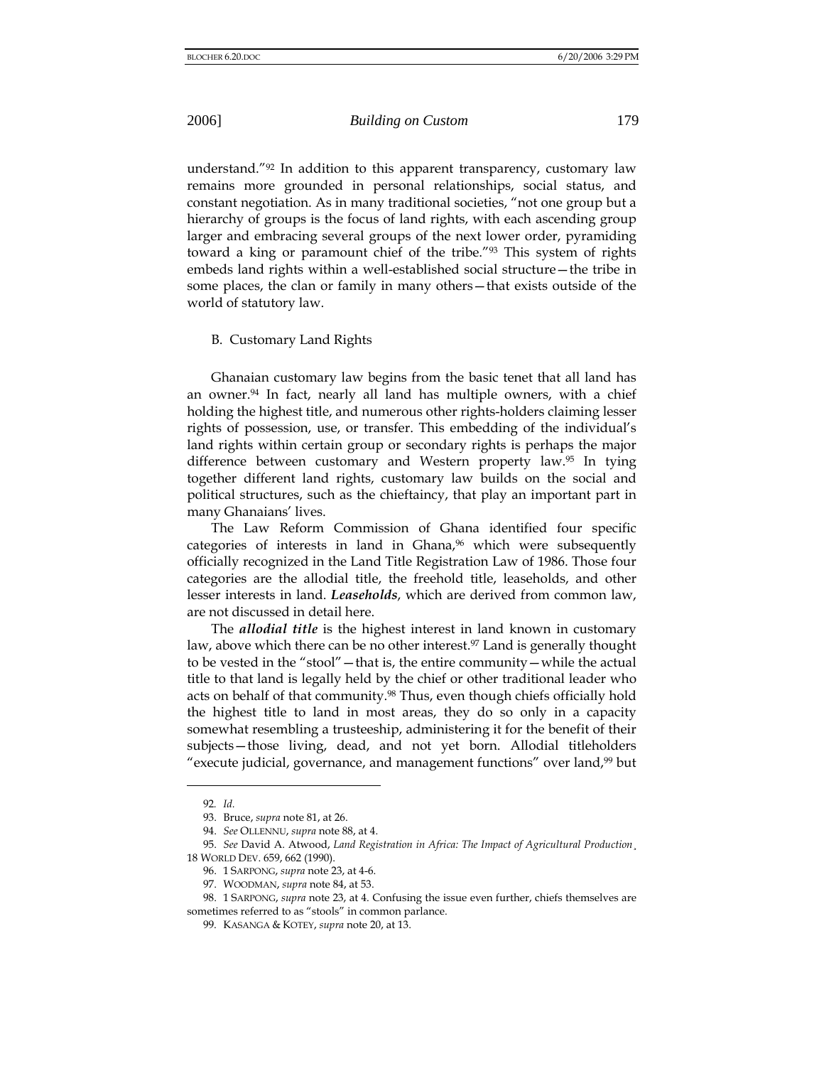understand."[92] In addition to this apparent transparency, customary law remains more grounded in personal relationships, social status, and constant negotiation. As in many traditional societies, "not one group but a hierarchy of groups is the focus of land rights, with each ascending group larger and embracing several groups of the next lower order, pyramiding toward a king or paramount chief of the tribe."[93] This system of rights embeds land rights within a well-established social structure—the tribe in some places, the clan or family in many others—that exists outside of the world of statutory law.

### B. Customary Land Rights

Ghanaian customary law begins from the basic tenet that all land has an owner.[94] In fact, nearly all land has multiple owners, with a chief holding the highest title, and numerous other rights-holders claiming lesser rights of possession, use, or transfer. This embedding of the individual's land rights within certain group or secondary rights is perhaps the major difference between customary and Western property law.[95] In tying together different land rights, customary law builds on the social and political structures, such as the chieftaincy, that play an important part in many Ghanaians' lives.

The Law Reform Commission of Ghana identified four specific categories of interests in land in Ghana,[96] which were subsequently officially recognized in the Land Title Registration Law of 1986. Those four categories are the allodial title, the freehold title, leaseholds, and other lesser interests in land. ***Leaseholds***, which are derived from common law, are not discussed in detail here.

The ***allodial title*** is the highest interest in land known in customary law, above which there can be no other interest.[97] Land is generally thought to be vested in the "stool"—that is, the entire community—while the actual title to that land is legally held by the chief or other traditional leader who acts on behalf of that community.[98] Thus, even though chiefs officially hold the highest title to land in most areas, they do so only in a capacity somewhat resembling a trusteeship, administering it for the benefit of their subjects—those living, dead, and not yet born. Allodial titleholders "execute judicial, governance, and management functions" over land,[99] but

---

92. *Id.*

93. Bruce, *supra* note 81, at 26.

94. *See* OLLENNU, *supra* note 88, at 4.

95. *See* David A. Atwood, *Land Registration in Africa: The Impact of Agricultural Production*, 18 WORLD DEV. 659, 662 (1990).

96. 1 SARPONG, *supra* note 23, at 4-6.

97. WOODMAN, *supra* note 84, at 53.

98. 1 SARPONG, *supra* note 23, at 4. Confusing the issue even further, chiefs themselves are sometimes referred to as "stools" in common parlance.

99. KASANGA & KOTEY, *supra* note 20, at 13.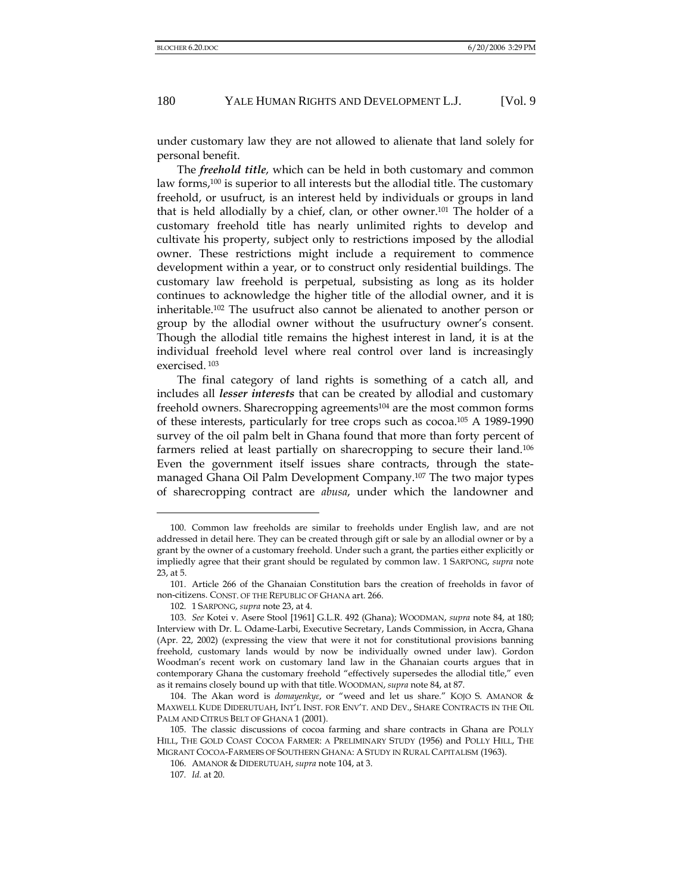under customary law they are not allowed to alienate that land solely for personal benefit.

The ***freehold title***, which can be held in both customary and common law forms,[100] is superior to all interests but the allodial title. The customary freehold, or usufruct, is an interest held by individuals or groups in land that is held allodially by a chief, clan, or other owner.[101] The holder of a customary freehold title has nearly unlimited rights to develop and cultivate his property, subject only to restrictions imposed by the allodial owner. These restrictions might include a requirement to commence development within a year, or to construct only residential buildings. The customary law freehold is perpetual, subsisting as long as its holder continues to acknowledge the higher title of the allodial owner, and it is inheritable.[102] The usufruct also cannot be alienated to another person or group by the allodial owner without the usufructury owner's consent. Though the allodial title remains the highest interest in land, it is at the individual freehold level where real control over land is increasingly exercised.[103]

The final category of land rights is something of a catch all, and includes all ***lesser interests*** that can be created by allodial and customary freehold owners. Sharecropping agreements[104] are the most common forms of these interests, particularly for tree crops such as cocoa.[105] A 1989-1990 survey of the oil palm belt in Ghana found that more than forty percent of farmers relied at least partially on sharecropping to secure their land.[106] Even the government itself issues share contracts, through the state-managed Ghana Oil Palm Development Company.[107] The two major types of sharecropping contract are *abusa*, under which the landowner and

---

100. Common law freeholds are similar to freeholds under English law, and are not addressed in detail here. They can be created through gift or sale by an allodial owner or by a grant by the owner of a customary freehold. Under such a grant, the parties either explicitly or impliedly agree that their grant should be regulated by common law. 1 SARPONG, *supra* note 23, at 5.

101. Article 266 of the Ghanaian Constitution bars the creation of freeholds in favor of non-citizens. CONST. OF THE REPUBLIC OF GHANA art. 266.

102. 1 SARPONG, *supra* note 23, at 4.

103. *See* Kotei v. Asere Stool [1961] G.L.R. 492 (Ghana); WOODMAN, *supra* note 84, at 180; Interview with Dr. L. Odame-Larbi, Executive Secretary, Lands Commission, in Accra, Ghana (Apr. 22, 2002) (expressing the view that were it not for constitutional provisions banning freehold, customary lands would by now be individually owned under law). Gordon Woodman's recent work on customary land law in the Ghanaian courts argues that in contemporary Ghana the customary freehold "effectively supersedes the allodial title," even as it remains closely bound up with that title. WOODMAN, *supra* note 84, at 87.

104. The Akan word is *domayenkyε*, or "weed and let us share." KOJO S. AMANOR & MAXWELL KUDE DIDERUTUAH, INT'L INST. FOR ENV'T. AND DEV., SHARE CONTRACTS IN THE OIL PALM AND CITRUS BELT OF GHANA 1 (2001).

105. The classic discussions of cocoa farming and share contracts in Ghana are POLLY HILL, THE GOLD COAST COCOA FARMER: A PRELIMINARY STUDY (1956) and POLLY HILL, THE MIGRANT COCOA-FARMERS OF SOUTHERN GHANA: A STUDY IN RURAL CAPITALISM (1963).

106. AMANOR & DIDERUTUAH, *supra* note 104, at 3.

107. *Id.* at 20.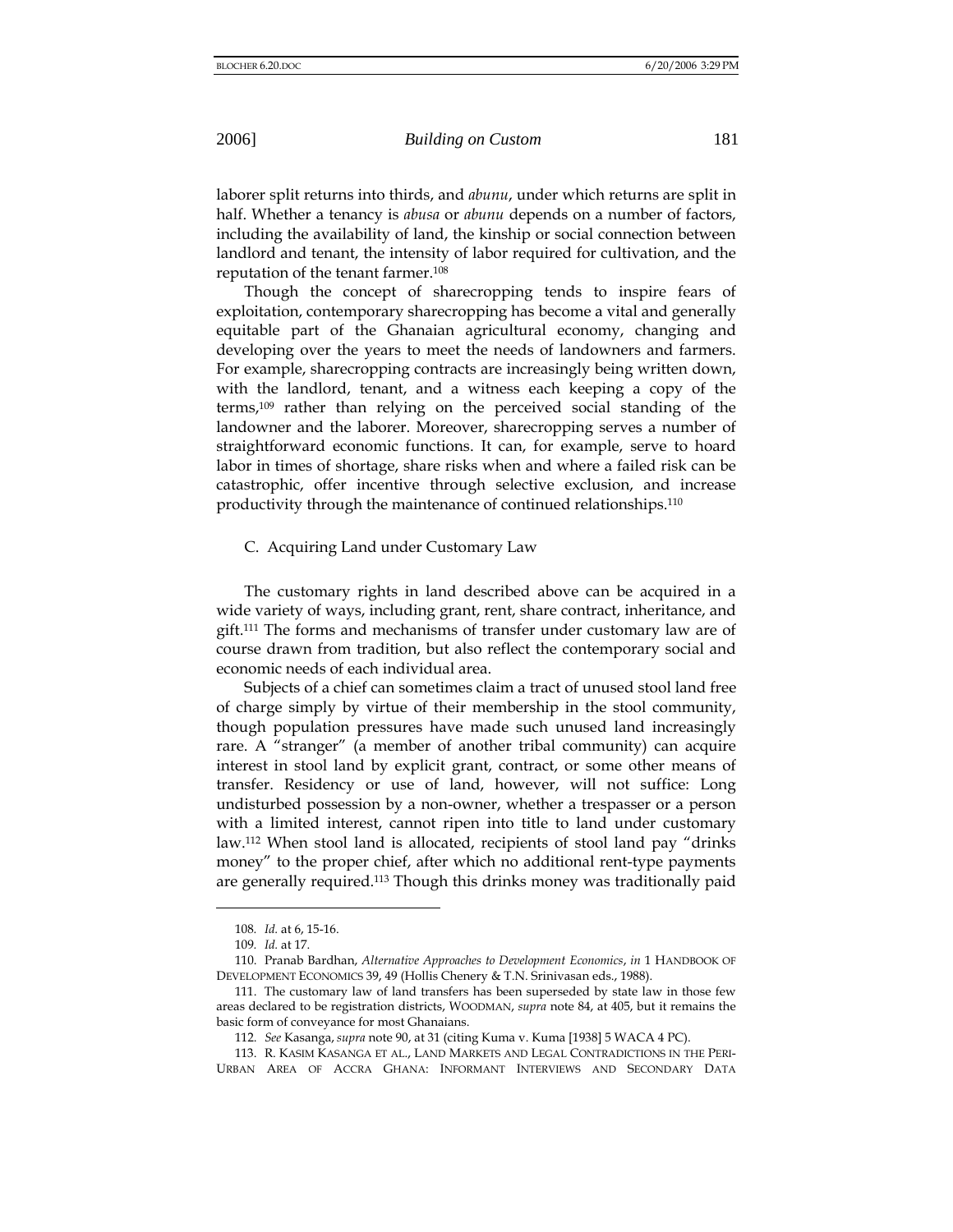laborer split returns into thirds, and *abunu*, under which returns are split in half. Whether a tenancy is *abusa* or *abunu* depends on a number of factors, including the availability of land, the kinship or social connection between landlord and tenant, the intensity of labor required for cultivation, and the reputation of the tenant farmer.[108]

Though the concept of sharecropping tends to inspire fears of exploitation, contemporary sharecropping has become a vital and generally equitable part of the Ghanaian agricultural economy, changing and developing over the years to meet the needs of landowners and farmers. For example, sharecropping contracts are increasingly being written down, with the landlord, tenant, and a witness each keeping a copy of the terms,[109] rather than relying on the perceived social standing of the landowner and the laborer. Moreover, sharecropping serves a number of straightforward economic functions. It can, for example, serve to hoard labor in times of shortage, share risks when and where a failed risk can be catastrophic, offer incentive through selective exclusion, and increase productivity through the maintenance of continued relationships.[110]

### C. Acquiring Land under Customary Law

The customary rights in land described above can be acquired in a wide variety of ways, including grant, rent, share contract, inheritance, and gift.[111] The forms and mechanisms of transfer under customary law are of course drawn from tradition, but also reflect the contemporary social and economic needs of each individual area.

Subjects of a chief can sometimes claim a tract of unused stool land free of charge simply by virtue of their membership in the stool community, though population pressures have made such unused land increasingly rare. A "stranger" (a member of another tribal community) can acquire interest in stool land by explicit grant, contract, or some other means of transfer. Residency or use of land, however, will not suffice: Long undisturbed possession by a non-owner, whether a trespasser or a person with a limited interest, cannot ripen into title to land under customary law.[112] When stool land is allocated, recipients of stool land pay "drinks money" to the proper chief, after which no additional rent-type payments are generally required.[113] Though this drinks money was traditionally paid

---

108. *Id.* at 6, 15-16.

109. *Id.* at 17.

110. Pranab Bardhan, *Alternative Approaches to Development Economics*, *in* 1 HANDBOOK OF DEVELOPMENT ECONOMICS 39, 49 (Hollis Chenery & T.N. Srinivasan eds., 1988).

111. The customary law of land transfers has been superseded by state law in those few areas declared to be registration districts, WOODMAN, *supra* note 84, at 405, but it remains the basic form of conveyance for most Ghanaians.

112. *See* Kasanga, *supra* note 90, at 31 (citing Kuma v. Kuma [1938] 5 WACA 4 PC).

113. R. KASIM KASANGA ET AL., LAND MARKETS AND LEGAL CONTRADICTIONS IN THE PERI-URBAN AREA OF ACCRA GHANA: INFORMANT INTERVIEWS AND SECONDARY DATA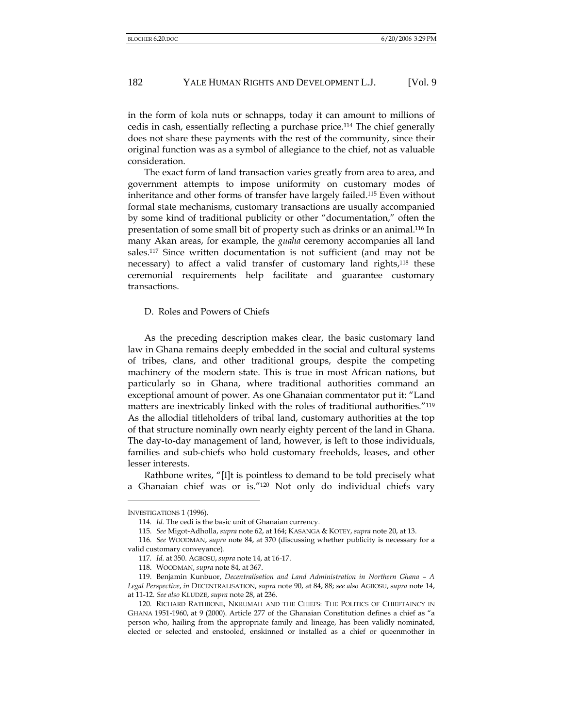in the form of kola nuts or schnapps, today it can amount to millions of cedis in cash, essentially reflecting a purchase price.[114] The chief generally does not share these payments with the rest of the community, since their original function was as a symbol of allegiance to the chief, not as valuable consideration.

The exact form of land transaction varies greatly from area to area, and government attempts to impose uniformity on customary modes of inheritance and other forms of transfer have largely failed.[115] Even without formal state mechanisms, customary transactions are usually accompanied by some kind of traditional publicity or other "documentation," often the presentation of some small bit of property such as drinks or an animal.[116] In many Akan areas, for example, the *guaha* ceremony accompanies all land sales.[117] Since written documentation is not sufficient (and may not be necessary) to affect a valid transfer of customary land rights,[118] these ceremonial requirements help facilitate and guarantee customary transactions.

### D. Roles and Powers of Chiefs

As the preceding description makes clear, the basic customary land law in Ghana remains deeply embedded in the social and cultural systems of tribes, clans, and other traditional groups, despite the competing machinery of the modern state. This is true in most African nations, but particularly so in Ghana, where traditional authorities command an exceptional amount of power. As one Ghanaian commentator put it: "Land matters are inextricably linked with the roles of traditional authorities."[119] As the allodial titleholders of tribal land, customary authorities at the top of that structure nominally own nearly eighty percent of the land in Ghana. The day-to-day management of land, however, is left to those individuals, families and sub-chiefs who hold customary freeholds, leases, and other lesser interests.

Rathbone writes, "[I]t is pointless to demand to be told precisely what a Ghanaian chief was or is."[120] Not only do individual chiefs vary

---

INVESTIGATIONS 1 (1996).

114. *Id.* The cedi is the basic unit of Ghanaian currency.

115. *See* Migot-Adholla, *supra* note 62, at 164; KASANGA & KOTEY, *supra* note 20, at 13.

116. *See* WOODMAN, *supra* note 84, at 370 (discussing whether publicity is necessary for a valid customary conveyance).

117. *Id.* at 350. AGBOSU, *supra* note 14, at 16-17.

118. WOODMAN, *supra* note 84, at 367.

119. Benjamin Kunbuor, *Decentralisation and Land Administration in Northern Ghana – A Legal Perspective*, *in* DECENTRALISATION, *supra* note 90, at 84, 88; *see also* AGBOSU, *supra* note 14, at 11-12. *See also* KLUDZE, *supra* note 28, at 236.

120. RICHARD RATHBONE, NKRUMAH AND THE CHIEFS: THE POLITICS OF CHIEFTAINCY IN GHANA 1951-1960, at 9 (2000). Article 277 of the Ghanaian Constitution defines a chief as "a person who, hailing from the appropriate family and lineage, has been validly nominated, elected or selected and enstooled, enskinned or installed as a chief or queenmother in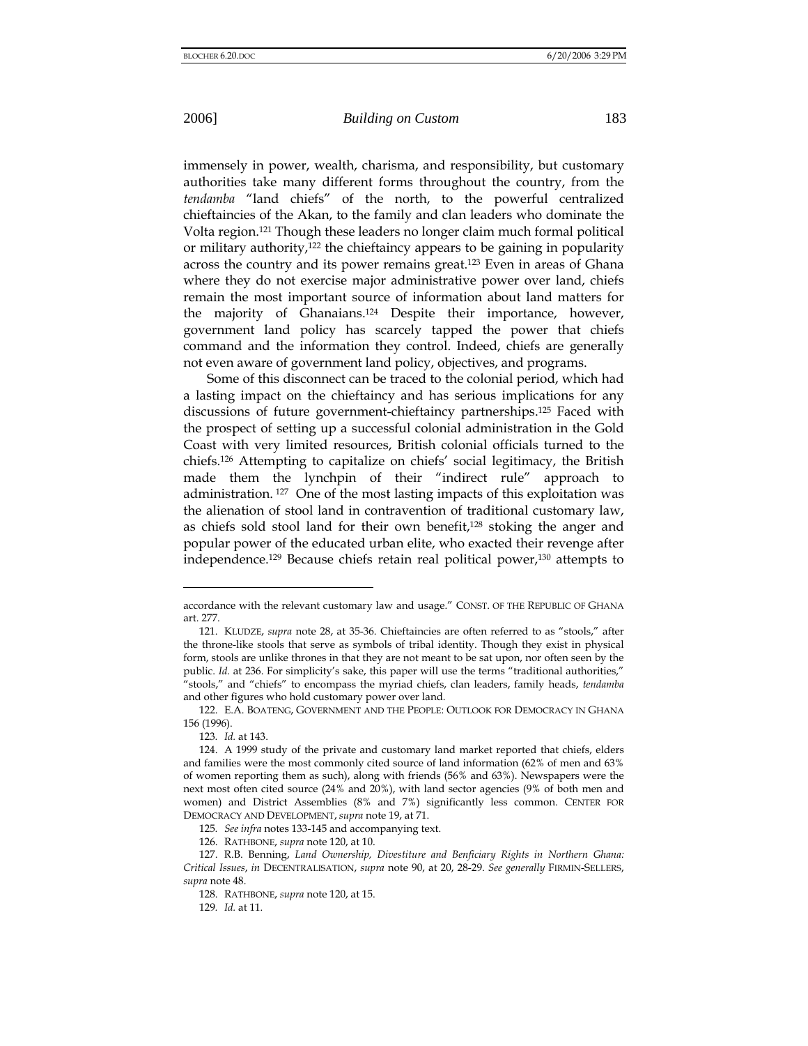immensely in power, wealth, charisma, and responsibility, but customary authorities take many different forms throughout the country, from the *tendamba* "land chiefs" of the north, to the powerful centralized chieftaincies of the Akan, to the family and clan leaders who dominate the Volta region.[121] Though these leaders no longer claim much formal political or military authority,[122] the chieftaincy appears to be gaining in popularity across the country and its power remains great.[123] Even in areas of Ghana where they do not exercise major administrative power over land, chiefs remain the most important source of information about land matters for the majority of Ghanaians.[124] Despite their importance, however, government land policy has scarcely tapped the power that chiefs command and the information they control. Indeed, chiefs are generally not even aware of government land policy, objectives, and programs.

Some of this disconnect can be traced to the colonial period, which had a lasting impact on the chieftaincy and has serious implications for any discussions of future government-chieftaincy partnerships.[125] Faced with the prospect of setting up a successful colonial administration in the Gold Coast with very limited resources, British colonial officials turned to the chiefs.[126] Attempting to capitalize on chiefs' social legitimacy, the British made them the lynchpin of their "indirect rule" approach to administration.[127] One of the most lasting impacts of this exploitation was the alienation of stool land in contravention of traditional customary law, as chiefs sold stool land for their own benefit,[128] stoking the anger and popular power of the educated urban elite, who exacted their revenge after independence.[129] Because chiefs retain real political power,[130] attempts to

---

accordance with the relevant customary law and usage." CONST. OF THE REPUBLIC OF GHANA art. 277.

121. KLUDZE, *supra* note 28, at 35-36. Chieftaincies are often referred to as "stools," after the throne-like stools that serve as symbols of tribal identity. Though they exist in physical form, stools are unlike thrones in that they are not meant to be sat upon, nor often seen by the public. *Id.* at 236. For simplicity's sake, this paper will use the terms "traditional authorities," "stools," and "chiefs" to encompass the myriad chiefs, clan leaders, family heads, *tendamba* and other figures who hold customary power over land.

122. E.A. BOATENG, GOVERNMENT AND THE PEOPLE: OUTLOOK FOR DEMOCRACY IN GHANA 156 (1996).

123. *Id.* at 143.

124. A 1999 study of the private and customary land market reported that chiefs, elders and families were the most commonly cited source of land information (62% of men and 63% of women reporting them as such), along with friends (56% and 63%). Newspapers were the next most often cited source (24% and 20%), with land sector agencies (9% of both men and women) and District Assemblies (8% and 7%) significantly less common. CENTER FOR DEMOCRACY AND DEVELOPMENT, *supra* note 19, at 71.

125. *See infra* notes 133-145 and accompanying text.

126. RATHBONE, *supra* note 120, at 10.

127. R.B. Benning, *Land Ownership, Divestiture and Benficiary Rights in Northern Ghana: Critical Issues*, *in* DECENTRALISATION, *supra* note 90, at 20, 28-29. *See generally* FIRMIN-SELLERS, *supra* note 48.

128. RATHBONE, *supra* note 120, at 15.

129. *Id.* at 11.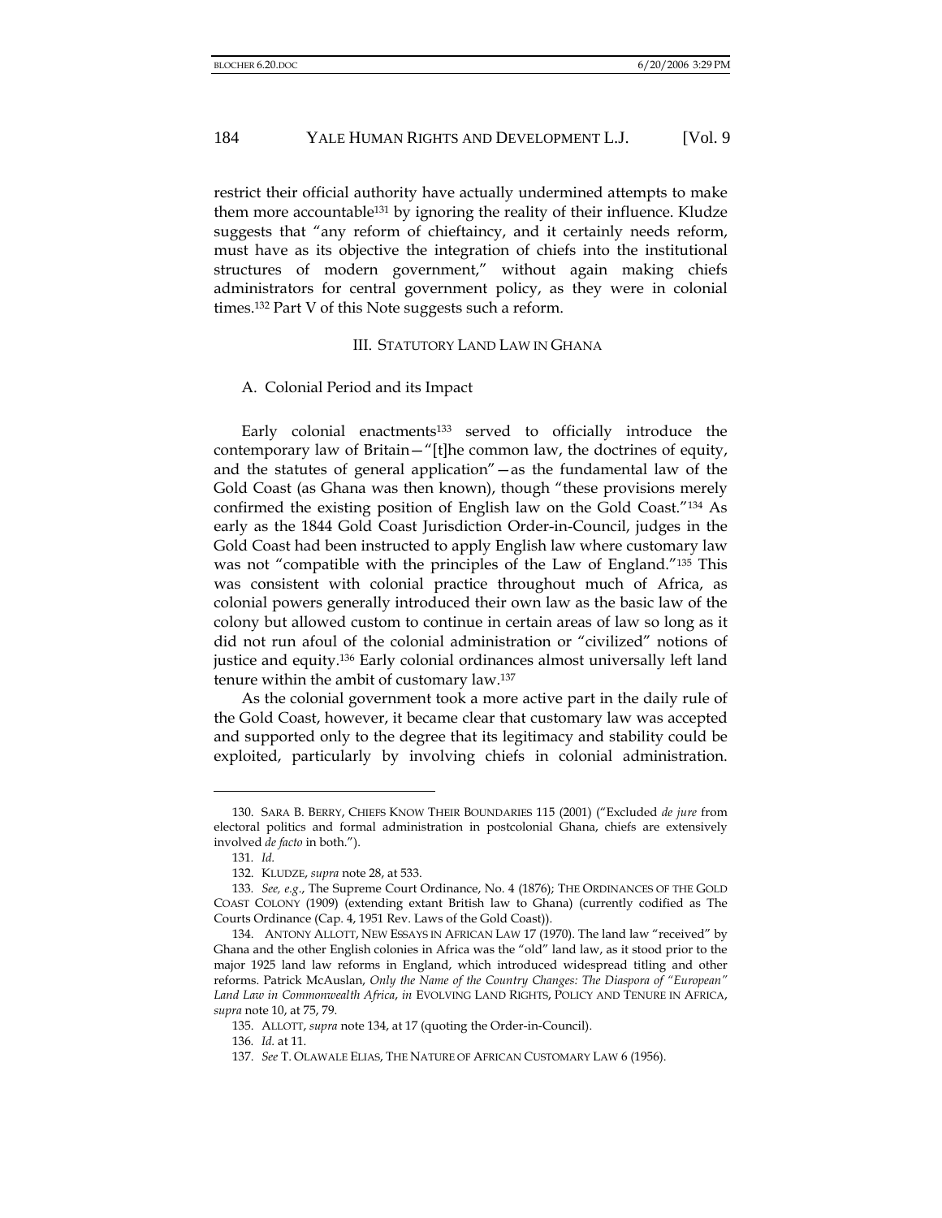restrict their official authority have actually undermined attempts to make them more accountable[131] by ignoring the reality of their influence. Kludze suggests that "any reform of chieftaincy, and it certainly needs reform, must have as its objective the integration of chiefs into the institutional structures of modern government," without again making chiefs administrators for central government policy, as they were in colonial times.[132] Part V of this Note suggests such a reform.

## III. STATUTORY LAND LAW IN GHANA

### A. Colonial Period and its Impact

Early colonial enactments[133] served to officially introduce the contemporary law of Britain—"[t]he common law, the doctrines of equity, and the statutes of general application"—as the fundamental law of the Gold Coast (as Ghana was then known), though "these provisions merely confirmed the existing position of English law on the Gold Coast."[134] As early as the 1844 Gold Coast Jurisdiction Order-in-Council, judges in the Gold Coast had been instructed to apply English law where customary law was not "compatible with the principles of the Law of England."[135] This was consistent with colonial practice throughout much of Africa, as colonial powers generally introduced their own law as the basic law of the colony but allowed custom to continue in certain areas of law so long as it did not run afoul of the colonial administration or "civilized" notions of justice and equity.[136] Early colonial ordinances almost universally left land tenure within the ambit of customary law.[137]

As the colonial government took a more active part in the daily rule of the Gold Coast, however, it became clear that customary law was accepted and supported only to the degree that its legitimacy and stability could be exploited, particularly by involving chiefs in colonial administration.

---

130. SARA B. BERRY, CHIEFS KNOW THEIR BOUNDARIES 115 (2001) ("Excluded *de jure* from electoral politics and formal administration in postcolonial Ghana, chiefs are extensively involved *de facto* in both.").

131. *Id.*

132. KLUDZE, *supra* note 28, at 533.

133. *See, e.g.*, The Supreme Court Ordinance, No. 4 (1876); THE ORDINANCES OF THE GOLD COAST COLONY (1909) (extending extant British law to Ghana) (currently codified as The Courts Ordinance (Cap. 4, 1951 Rev. Laws of the Gold Coast)).

134. ANTONY ALLOTT, NEW ESSAYS IN AFRICAN LAW 17 (1970). The land law "received" by Ghana and the other English colonies in Africa was the "old" land law, as it stood prior to the major 1925 land law reforms in England, which introduced widespread titling and other reforms. Patrick McAuslan, *Only the Name of the Country Changes: The Diaspora of "European" Land Law in Commonwealth Africa*, *in* EVOLVING LAND RIGHTS, POLICY AND TENURE IN AFRICA, *supra* note 10, at 75, 79.

135. ALLOTT, *supra* note 134, at 17 (quoting the Order-in-Council).

136. *Id.* at 11.

137. *See* T. OLAWALE ELIAS, THE NATURE OF AFRICAN CUSTOMARY LAW 6 (1956).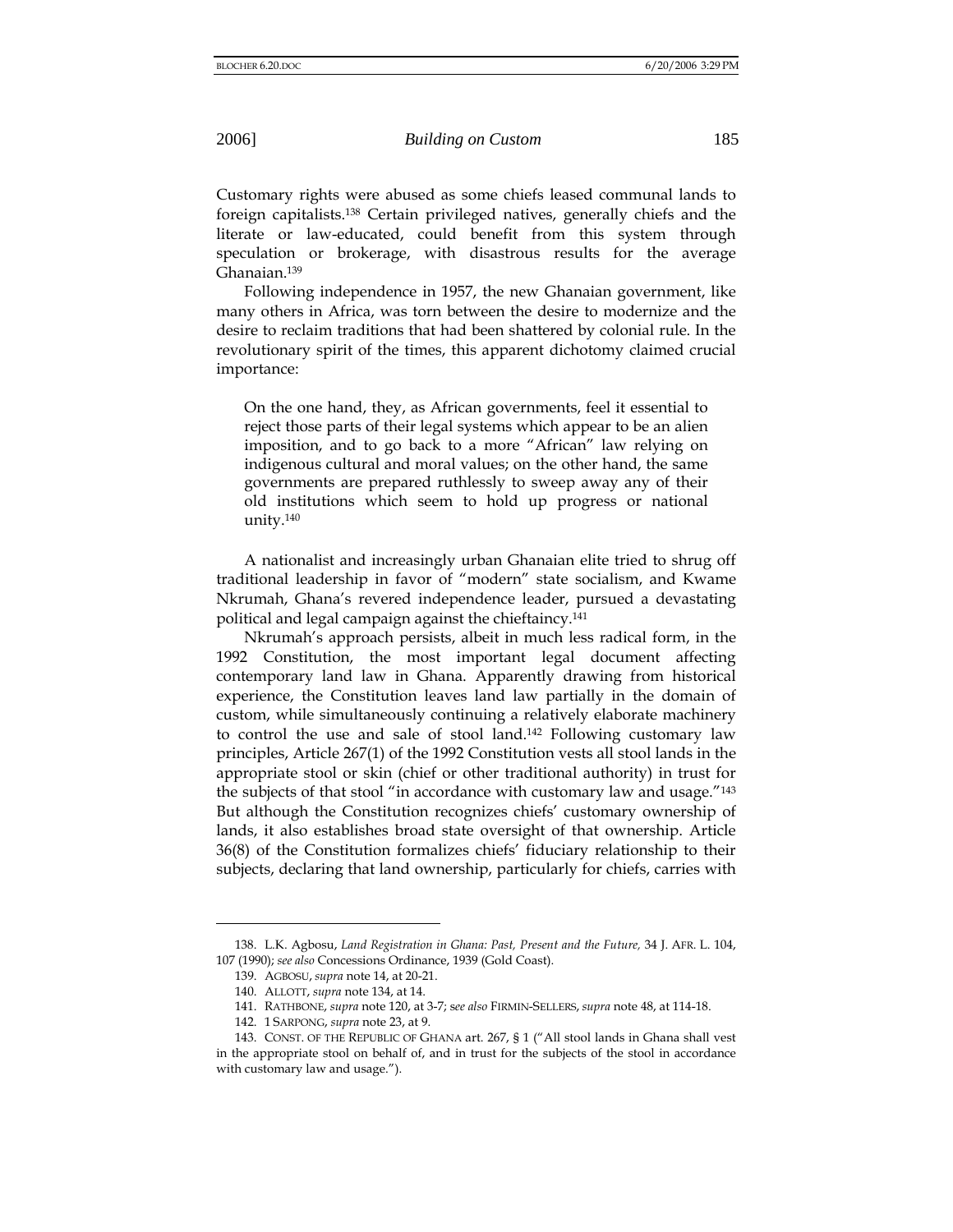Customary rights were abused as some chiefs leased communal lands to foreign capitalists.[138] Certain privileged natives, generally chiefs and the literate or law-educated, could benefit from this system through speculation or brokerage, with disastrous results for the average Ghanaian.[139]

Following independence in 1957, the new Ghanaian government, like many others in Africa, was torn between the desire to modernize and the desire to reclaim traditions that had been shattered by colonial rule. In the revolutionary spirit of the times, this apparent dichotomy claimed crucial importance:

> On the one hand, they, as African governments, feel it essential to reject those parts of their legal systems which appear to be an alien imposition, and to go back to a more "African" law relying on indigenous cultural and moral values; on the other hand, the same governments are prepared ruthlessly to sweep away any of their old institutions which seem to hold up progress or national unity.[140]

A nationalist and increasingly urban Ghanaian elite tried to shrug off traditional leadership in favor of "modern" state socialism, and Kwame Nkrumah, Ghana's revered independence leader, pursued a devastating political and legal campaign against the chieftaincy.[141]

Nkrumah's approach persists, albeit in much less radical form, in the 1992 Constitution, the most important legal document affecting contemporary land law in Ghana. Apparently drawing from historical experience, the Constitution leaves land law partially in the domain of custom, while simultaneously continuing a relatively elaborate machinery to control the use and sale of stool land.[142] Following customary law principles, Article 267(1) of the 1992 Constitution vests all stool lands in the appropriate stool or skin (chief or other traditional authority) in trust for the subjects of that stool "in accordance with customary law and usage."[143] But although the Constitution recognizes chiefs' customary ownership of lands, it also establishes broad state oversight of that ownership. Article 36(8) of the Constitution formalizes chiefs' fiduciary relationship to their subjects, declaring that land ownership, particularly for chiefs, carries with

---

138. L.K. Agbosu, *Land Registration in Ghana: Past, Present and the Future,* 34 J. AFR. L. 104, 107 (1990); *see also* Concessions Ordinance, 1939 (Gold Coast).

139. AGBOSU, *supra* note 14, at 20-21.

140. ALLOTT, *supra* note 134, at 14.

141. RATHBONE, *supra* note 120, at 3-7; *see also* FIRMIN-SELLERS, *supra* note 48, at 114-18.

142. 1 SARPONG, *supra* note 23, at 9.

143. CONST. OF THE REPUBLIC OF GHANA art. 267, § 1 ("All stool lands in Ghana shall vest in the appropriate stool on behalf of, and in trust for the subjects of the stool in accordance with customary law and usage.").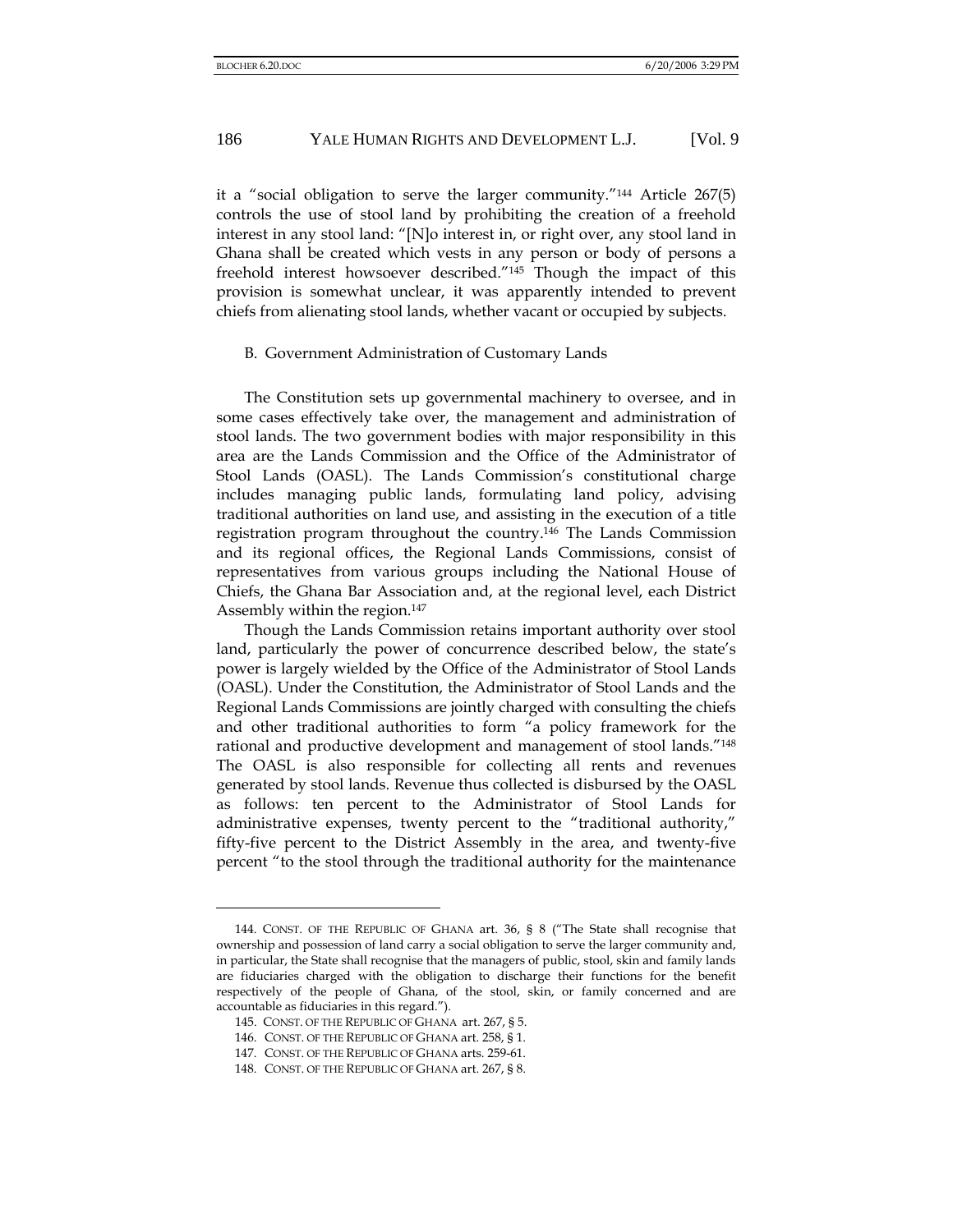it a "social obligation to serve the larger community."[144] Article 267(5) controls the use of stool land by prohibiting the creation of a freehold interest in any stool land: "[N]o interest in, or right over, any stool land in Ghana shall be created which vests in any person or body of persons a freehold interest howsoever described."[145] Though the impact of this provision is somewhat unclear, it was apparently intended to prevent chiefs from alienating stool lands, whether vacant or occupied by subjects.

### B. Government Administration of Customary Lands

The Constitution sets up governmental machinery to oversee, and in some cases effectively take over, the management and administration of stool lands. The two government bodies with major responsibility in this area are the Lands Commission and the Office of the Administrator of Stool Lands (OASL). The Lands Commission's constitutional charge includes managing public lands, formulating land policy, advising traditional authorities on land use, and assisting in the execution of a title registration program throughout the country.[146] The Lands Commission and its regional offices, the Regional Lands Commissions, consist of representatives from various groups including the National House of Chiefs, the Ghana Bar Association and, at the regional level, each District Assembly within the region.[147]

Though the Lands Commission retains important authority over stool land, particularly the power of concurrence described below, the state's power is largely wielded by the Office of the Administrator of Stool Lands (OASL). Under the Constitution, the Administrator of Stool Lands and the Regional Lands Commissions are jointly charged with consulting the chiefs and other traditional authorities to form "a policy framework for the rational and productive development and management of stool lands."[148] The OASL is also responsible for collecting all rents and revenues generated by stool lands. Revenue thus collected is disbursed by the OASL as follows: ten percent to the Administrator of Stool Lands for administrative expenses, twenty percent to the "traditional authority," fifty-five percent to the District Assembly in the area, and twenty-five percent "to the stool through the traditional authority for the maintenance

---

144. CONST. OF THE REPUBLIC OF GHANA art. 36, § 8 ("The State shall recognise that ownership and possession of land carry a social obligation to serve the larger community and, in particular, the State shall recognise that the managers of public, stool, skin and family lands are fiduciaries charged with the obligation to discharge their functions for the benefit respectively of the people of Ghana, of the stool, skin, or family concerned and are accountable as fiduciaries in this regard.").

145. CONST. OF THE REPUBLIC OF GHANA art. 267, § 5.

146. CONST. OF THE REPUBLIC OF GHANA art. 258, § 1.

147. CONST. OF THE REPUBLIC OF GHANA arts. 259-61.

148. CONST. OF THE REPUBLIC OF GHANA art. 267, § 8.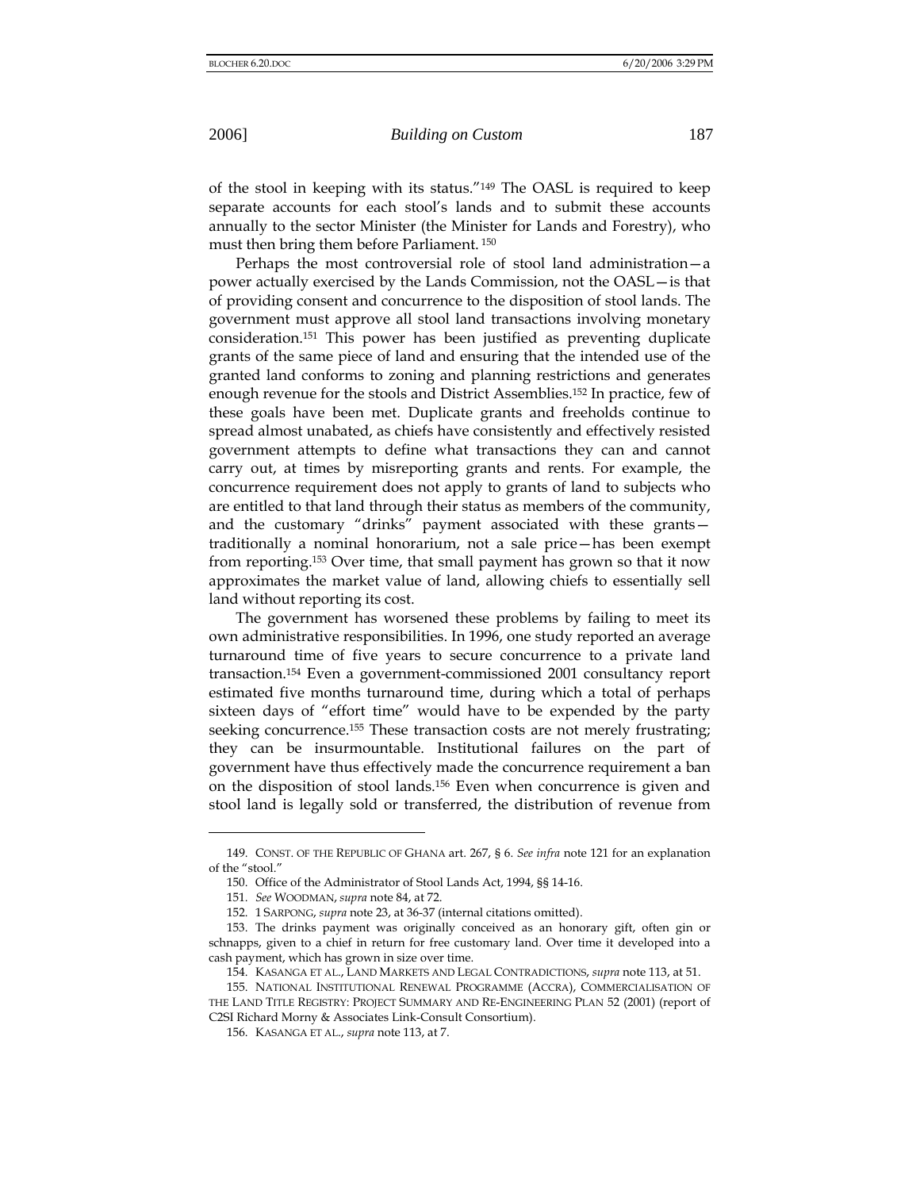of the stool in keeping with its status."[149] The OASL is required to keep separate accounts for each stool's lands and to submit these accounts annually to the sector Minister (the Minister for Lands and Forestry), who must then bring them before Parliament.[150]

Perhaps the most controversial role of stool land administration—a power actually exercised by the Lands Commission, not the OASL—is that of providing consent and concurrence to the disposition of stool lands. The government must approve all stool land transactions involving monetary consideration.[151] This power has been justified as preventing duplicate grants of the same piece of land and ensuring that the intended use of the granted land conforms to zoning and planning restrictions and generates enough revenue for the stools and District Assemblies.[152] In practice, few of these goals have been met. Duplicate grants and freeholds continue to spread almost unabated, as chiefs have consistently and effectively resisted government attempts to define what transactions they can and cannot carry out, at times by misreporting grants and rents. For example, the concurrence requirement does not apply to grants of land to subjects who are entitled to that land through their status as members of the community, and the customary "drinks" payment associated with these grants—traditionally a nominal honorarium, not a sale price—has been exempt from reporting.[153] Over time, that small payment has grown so that it now approximates the market value of land, allowing chiefs to essentially sell land without reporting its cost.

The government has worsened these problems by failing to meet its own administrative responsibilities. In 1996, one study reported an average turnaround time of five years to secure concurrence to a private land transaction.[154] Even a government-commissioned 2001 consultancy report estimated five months turnaround time, during which a total of perhaps sixteen days of "effort time" would have to be expended by the party seeking concurrence.[155] These transaction costs are not merely frustrating; they can be insurmountable. Institutional failures on the part of government have thus effectively made the concurrence requirement a ban on the disposition of stool lands.[156] Even when concurrence is given and stool land is legally sold or transferred, the distribution of revenue from

---

149. CONST. OF THE REPUBLIC OF GHANA art. 267, § 6. *See infra* note 121 for an explanation of the "stool."

150. Office of the Administrator of Stool Lands Act, 1994, §§ 14-16.

151. *See* WOODMAN, *supra* note 84, at 72.

152. 1 SARPONG, *supra* note 23, at 36-37 (internal citations omitted).

153. The drinks payment was originally conceived as an honorary gift, often gin or schnapps, given to a chief in return for free customary land. Over time it developed into a cash payment, which has grown in size over time.

154. KASANGA ET AL., LAND MARKETS AND LEGAL CONTRADICTIONS, *supra* note 113, at 51.

155. NATIONAL INSTITUTIONAL RENEWAL PROGRAMME (ACCRA), COMMERCIALISATION OF THE LAND TITLE REGISTRY: PROJECT SUMMARY AND RE-ENGINEERING PLAN 52 (2001) (report of C2SI Richard Morny & Associates Link-Consult Consortium).

156. KASANGA ET AL., *supra* note 113, at 7.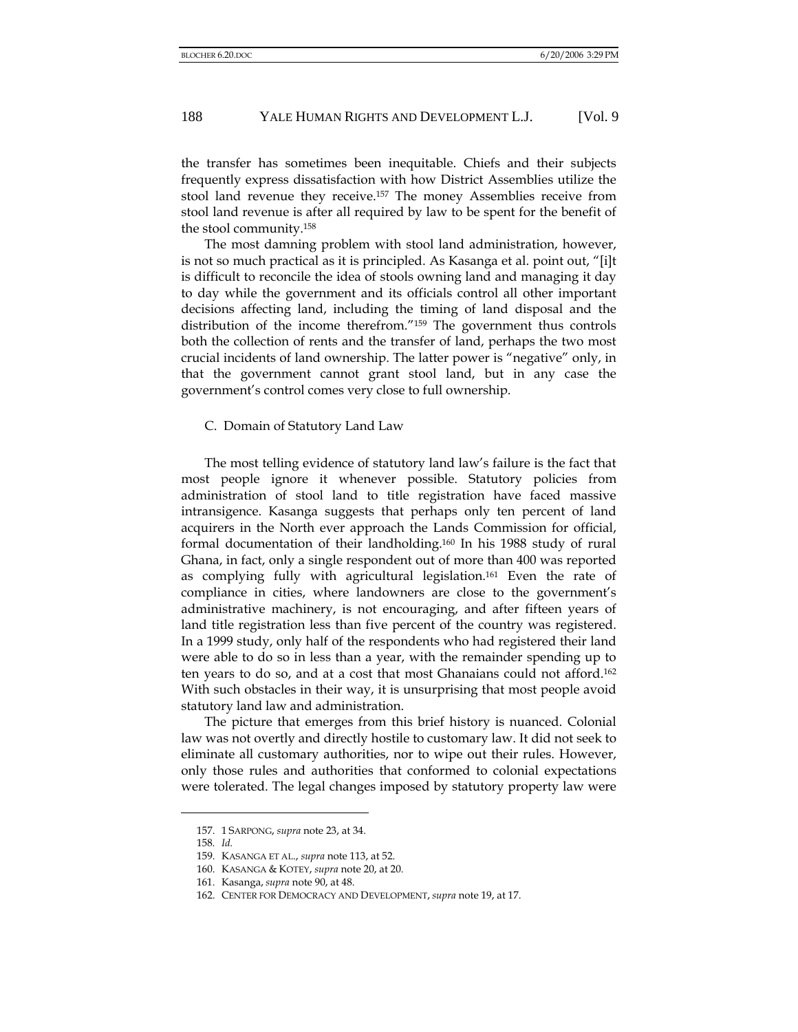the transfer has sometimes been inequitable. Chiefs and their subjects frequently express dissatisfaction with how District Assemblies utilize the stool land revenue they receive.[157] The money Assemblies receive from stool land revenue is after all required by law to be spent for the benefit of the stool community.[158]

The most damning problem with stool land administration, however, is not so much practical as it is principled. As Kasanga et al. point out, "[i]t is difficult to reconcile the idea of stools owning land and managing it day to day while the government and its officials control all other important decisions affecting land, including the timing of land disposal and the distribution of the income therefrom."[159] The government thus controls both the collection of rents and the transfer of land, perhaps the two most crucial incidents of land ownership. The latter power is "negative" only, in that the government cannot grant stool land, but in any case the government's control comes very close to full ownership.

### C. Domain of Statutory Land Law

The most telling evidence of statutory land law's failure is the fact that most people ignore it whenever possible. Statutory policies from administration of stool land to title registration have faced massive intransigence. Kasanga suggests that perhaps only ten percent of land acquirers in the North ever approach the Lands Commission for official, formal documentation of their landholding.[160] In his 1988 study of rural Ghana, in fact, only a single respondent out of more than 400 was reported as complying fully with agricultural legislation.[161] Even the rate of compliance in cities, where landowners are close to the government's administrative machinery, is not encouraging, and after fifteen years of land title registration less than five percent of the country was registered. In a 1999 study, only half of the respondents who had registered their land were able to do so in less than a year, with the remainder spending up to ten years to do so, and at a cost that most Ghanaians could not afford.[162] With such obstacles in their way, it is unsurprising that most people avoid statutory land law and administration.

The picture that emerges from this brief history is nuanced. Colonial law was not overtly and directly hostile to customary law. It did not seek to eliminate all customary authorities, nor to wipe out their rules. However, only those rules and authorities that conformed to colonial expectations were tolerated. The legal changes imposed by statutory property law were

---

157. 1 SARPONG, *supra* note 23, at 34.

158. *Id.*

159. KASANGA ET AL., *supra* note 113, at 52.

160. KASANGA & KOTEY, *supra* note 20, at 20.

161. Kasanga, *supra* note 90, at 48.

162. CENTER FOR DEMOCRACY AND DEVELOPMENT, *supra* note 19, at 17.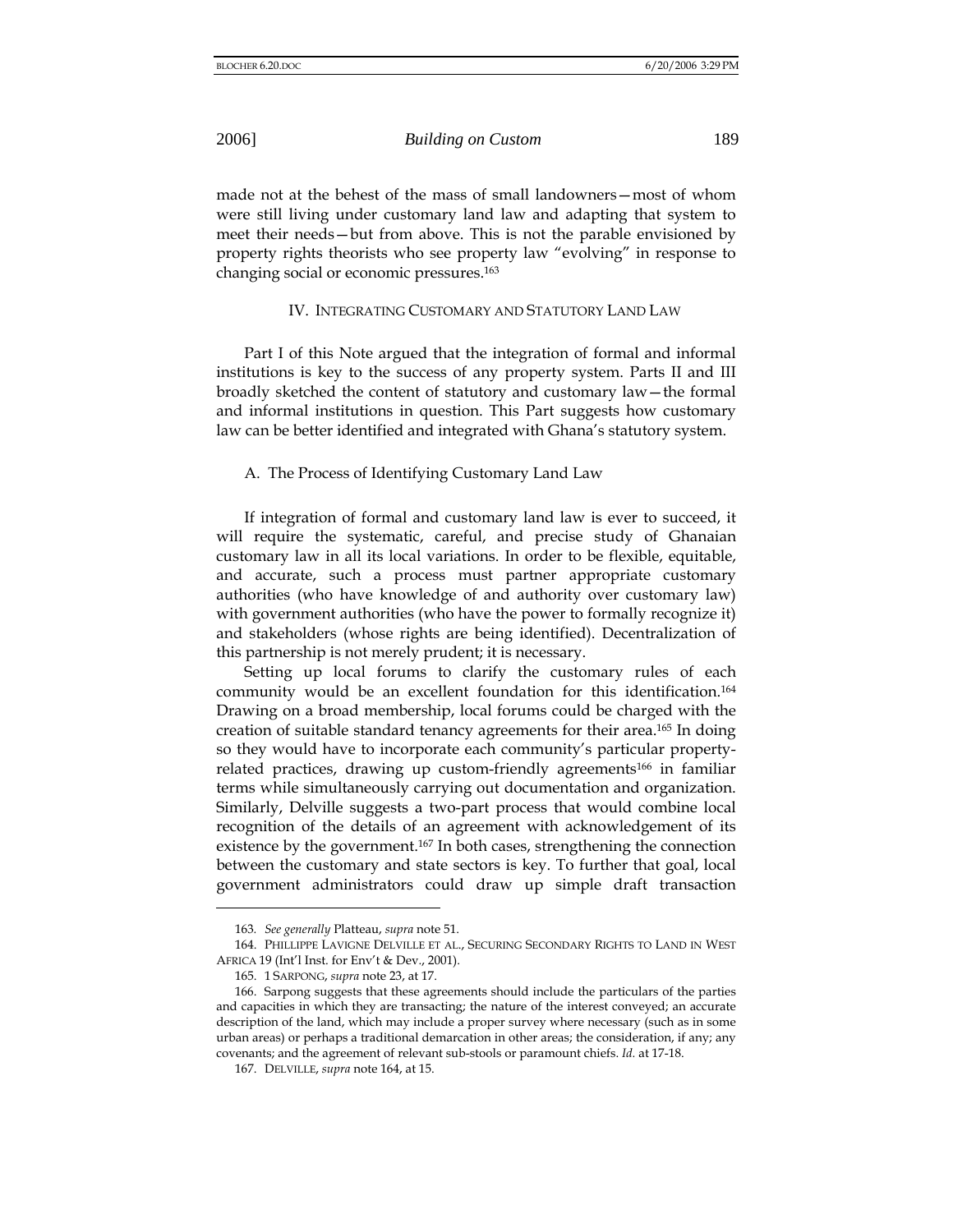made not at the behest of the mass of small landowners—most of whom were still living under customary land law and adapting that system to meet their needs—but from above. This is not the parable envisioned by property rights theorists who see property law "evolving" in response to changing social or economic pressures.[163]

## IV. Integrating Customary and Statutory Land Law

Part I of this Note argued that the integration of formal and informal institutions is key to the success of any property system. Parts II and III broadly sketched the content of statutory and customary law—the formal and informal institutions in question. This Part suggests how customary law can be better identified and integrated with Ghana's statutory system.

### A. The Process of Identifying Customary Land Law

If integration of formal and customary land law is ever to succeed, it will require the systematic, careful, and precise study of Ghanaian customary law in all its local variations. In order to be flexible, equitable, and accurate, such a process must partner appropriate customary authorities (who have knowledge of and authority over customary law) with government authorities (who have the power to formally recognize it) and stakeholders (whose rights are being identified). Decentralization of this partnership is not merely prudent; it is necessary.

Setting up local forums to clarify the customary rules of each community would be an excellent foundation for this identification.[164] Drawing on a broad membership, local forums could be charged with the creation of suitable standard tenancy agreements for their area.[165] In doing so they would have to incorporate each community's particular property-related practices, drawing up custom-friendly agreements[166] in familiar terms while simultaneously carrying out documentation and organization. Similarly, Delville suggests a two-part process that would combine local recognition of the details of an agreement with acknowledgement of its existence by the government.[167] In both cases, strengthening the connection between the customary and state sectors is key. To further that goal, local government administrators could draw up simple draft transaction

---

163. *See generally* Platteau, *supra* note 51.

164. Phillippe Lavigne Delville et al., Securing Secondary Rights to Land in West Africa 19 (Int'l Inst. for Env't & Dev., 2001).

165. 1 Sarpong, *supra* note 23, at 17.

166. Sarpong suggests that these agreements should include the particulars of the parties and capacities in which they are transacting; the nature of the interest conveyed; an accurate description of the land, which may include a proper survey where necessary (such as in some urban areas) or perhaps a traditional demarcation in other areas; the consideration, if any; any covenants; and the agreement of relevant sub-stools or paramount chiefs. *Id.* at 17-18.

167. Delville, *supra* note 164, at 15.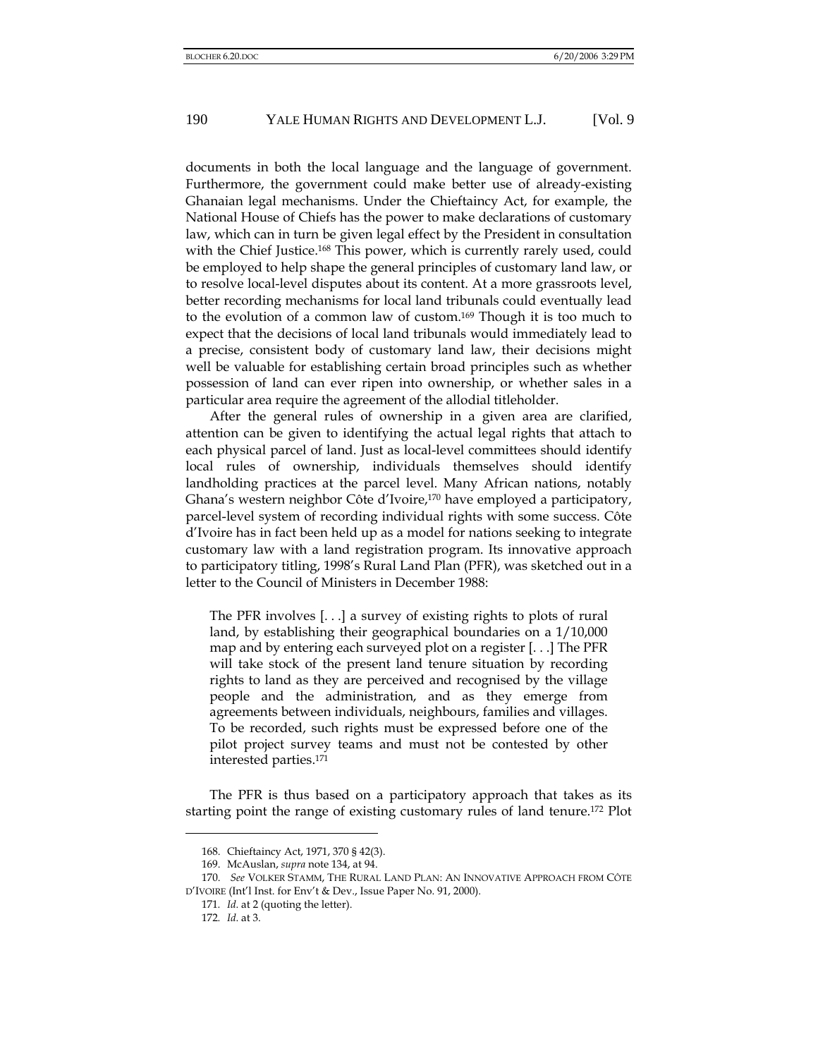documents in both the local language and the language of government. Furthermore, the government could make better use of already-existing Ghanaian legal mechanisms. Under the Chieftaincy Act, for example, the National House of Chiefs has the power to make declarations of customary law, which can in turn be given legal effect by the President in consultation with the Chief Justice.[168] This power, which is currently rarely used, could be employed to help shape the general principles of customary land law, or to resolve local-level disputes about its content. At a more grassroots level, better recording mechanisms for local land tribunals could eventually lead to the evolution of a common law of custom.[169] Though it is too much to expect that the decisions of local land tribunals would immediately lead to a precise, consistent body of customary land law, their decisions might well be valuable for establishing certain broad principles such as whether possession of land can ever ripen into ownership, or whether sales in a particular area require the agreement of the allodial titleholder.

After the general rules of ownership in a given area are clarified, attention can be given to identifying the actual legal rights that attach to each physical parcel of land. Just as local-level committees should identify local rules of ownership, individuals themselves should identify landholding practices at the parcel level. Many African nations, notably Ghana's western neighbor Côte d'Ivoire,[170] have employed a participatory, parcel-level system of recording individual rights with some success. Côte d'Ivoire has in fact been held up as a model for nations seeking to integrate customary law with a land registration program. Its innovative approach to participatory titling, 1998's Rural Land Plan (PFR), was sketched out in a letter to the Council of Ministers in December 1988:

> The PFR involves [. . .] a survey of existing rights to plots of rural land, by establishing their geographical boundaries on a 1/10,000 map and by entering each surveyed plot on a register [. . .] The PFR will take stock of the present land tenure situation by recording rights to land as they are perceived and recognised by the village people and the administration, and as they emerge from agreements between individuals, neighbours, families and villages. To be recorded, such rights must be expressed before one of the pilot project survey teams and must not be contested by other interested parties.[171]

The PFR is thus based on a participatory approach that takes as its starting point the range of existing customary rules of land tenure.[172] Plot

---

168. Chieftaincy Act, 1971, 370 § 42(3).

169. McAuslan, *supra* note 134, at 94.

170. *See* VOLKER STAMM, THE RURAL LAND PLAN: AN INNOVATIVE APPROACH FROM CÔTE D'IVOIRE (Int'l Inst. for Env't & Dev., Issue Paper No. 91, 2000).

171. *Id.* at 2 (quoting the letter).

172. *Id.* at 3.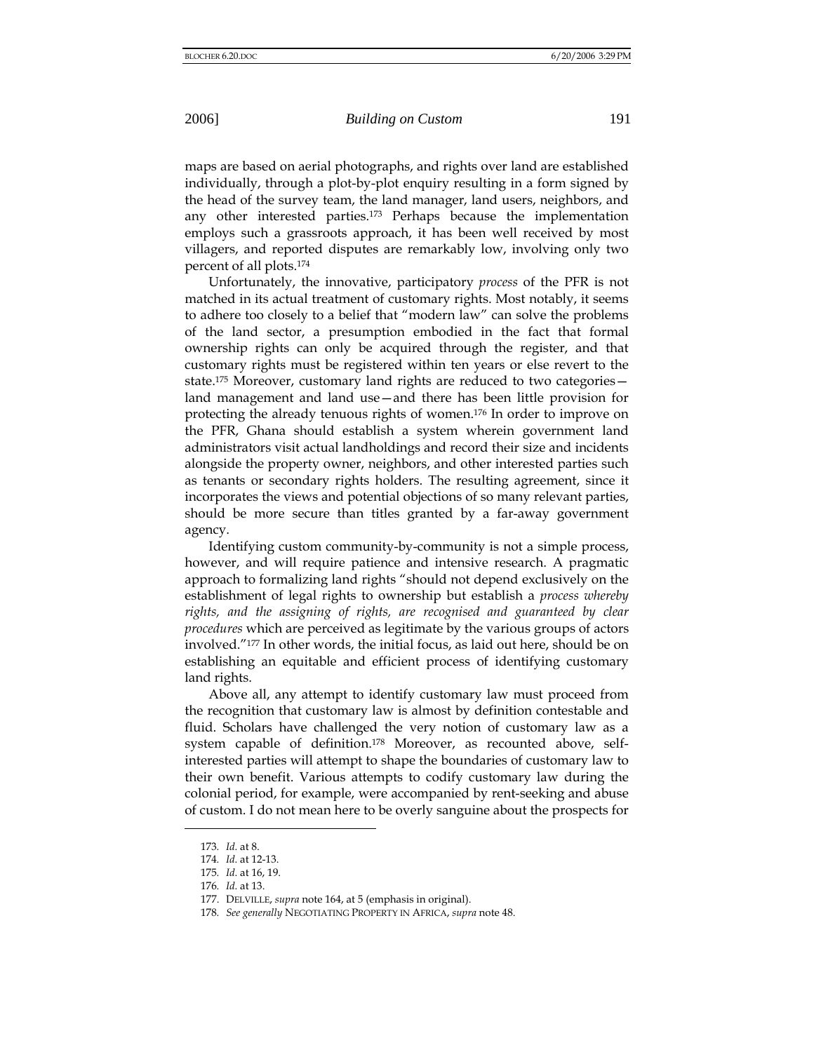maps are based on aerial photographs, and rights over land are established individually, through a plot-by-plot enquiry resulting in a form signed by the head of the survey team, the land manager, land users, neighbors, and any other interested parties.[173] Perhaps because the implementation employs such a grassroots approach, it has been well received by most villagers, and reported disputes are remarkably low, involving only two percent of all plots.[174]

Unfortunately, the innovative, participatory *process* of the PFR is not matched in its actual treatment of customary rights. Most notably, it seems to adhere too closely to a belief that "modern law" can solve the problems of the land sector, a presumption embodied in the fact that formal ownership rights can only be acquired through the register, and that customary rights must be registered within ten years or else revert to the state.[175] Moreover, customary land rights are reduced to two categories—land management and land use—and there has been little provision for protecting the already tenuous rights of women.[176] In order to improve on the PFR, Ghana should establish a system wherein government land administrators visit actual landholdings and record their size and incidents alongside the property owner, neighbors, and other interested parties such as tenants or secondary rights holders. The resulting agreement, since it incorporates the views and potential objections of so many relevant parties, should be more secure than titles granted by a far-away government agency.

Identifying custom community-by-community is not a simple process, however, and will require patience and intensive research. A pragmatic approach to formalizing land rights "should not depend exclusively on the establishment of legal rights to ownership but establish a *process whereby rights, and the assigning of rights, are recognised and guaranteed by clear procedures* which are perceived as legitimate by the various groups of actors involved."[177] In other words, the initial focus, as laid out here, should be on establishing an equitable and efficient process of identifying customary land rights.

Above all, any attempt to identify customary law must proceed from the recognition that customary law is almost by definition contestable and fluid. Scholars have challenged the very notion of customary law as a system capable of definition.[178] Moreover, as recounted above, self-interested parties will attempt to shape the boundaries of customary law to their own benefit. Various attempts to codify customary law during the colonial period, for example, were accompanied by rent-seeking and abuse of custom. I do not mean here to be overly sanguine about the prospects for

---

173. *Id.* at 8.

174. *Id.* at 12-13.

175. *Id.* at 16, 19.

176. *Id.* at 13.

177. DELVILLE, *supra* note 164, at 5 (emphasis in original).

178. *See generally* NEGOTIATING PROPERTY IN AFRICA, *supra* note 48.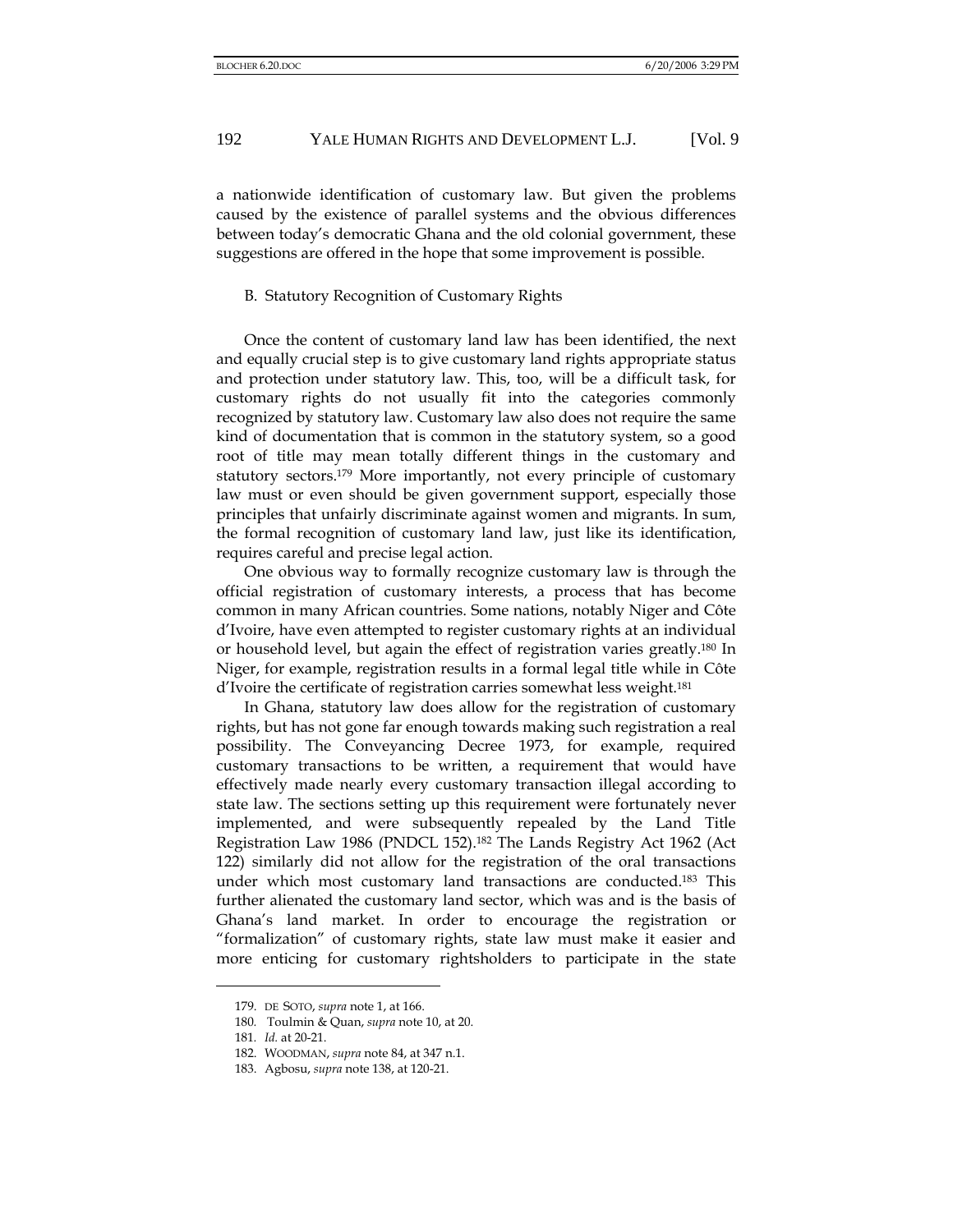a nationwide identification of customary law. But given the problems caused by the existence of parallel systems and the obvious differences between today's democratic Ghana and the old colonial government, these suggestions are offered in the hope that some improvement is possible.

### B. Statutory Recognition of Customary Rights

Once the content of customary land law has been identified, the next and equally crucial step is to give customary land rights appropriate status and protection under statutory law. This, too, will be a difficult task, for customary rights do not usually fit into the categories commonly recognized by statutory law. Customary law also does not require the same kind of documentation that is common in the statutory system, so a good root of title may mean totally different things in the customary and statutory sectors.[179] More importantly, not every principle of customary law must or even should be given government support, especially those principles that unfairly discriminate against women and migrants. In sum, the formal recognition of customary land law, just like its identification, requires careful and precise legal action.

One obvious way to formally recognize customary law is through the official registration of customary interests, a process that has become common in many African countries. Some nations, notably Niger and Côte d'Ivoire, have even attempted to register customary rights at an individual or household level, but again the effect of registration varies greatly.[180] In Niger, for example, registration results in a formal legal title while in Côte d'Ivoire the certificate of registration carries somewhat less weight.[181]

In Ghana, statutory law does allow for the registration of customary rights, but has not gone far enough towards making such registration a real possibility. The Conveyancing Decree 1973, for example, required customary transactions to be written, a requirement that would have effectively made nearly every customary transaction illegal according to state law. The sections setting up this requirement were fortunately never implemented, and were subsequently repealed by the Land Title Registration Law 1986 (PNDCL 152).[182] The Lands Registry Act 1962 (Act 122) similarly did not allow for the registration of the oral transactions under which most customary land transactions are conducted.[183] This further alienated the customary land sector, which was and is the basis of Ghana's land market. In order to encourage the registration or "formalization" of customary rights, state law must make it easier and more enticing for customary rightsholders to participate in the state

---

179. DE SOTO, *supra* note 1, at 166.

180. Toulmin & Quan, *supra* note 10, at 20.

181. *Id.* at 20-21.

182. WOODMAN, *supra* note 84, at 347 n.1.

183. Agbosu, *supra* note 138, at 120-21.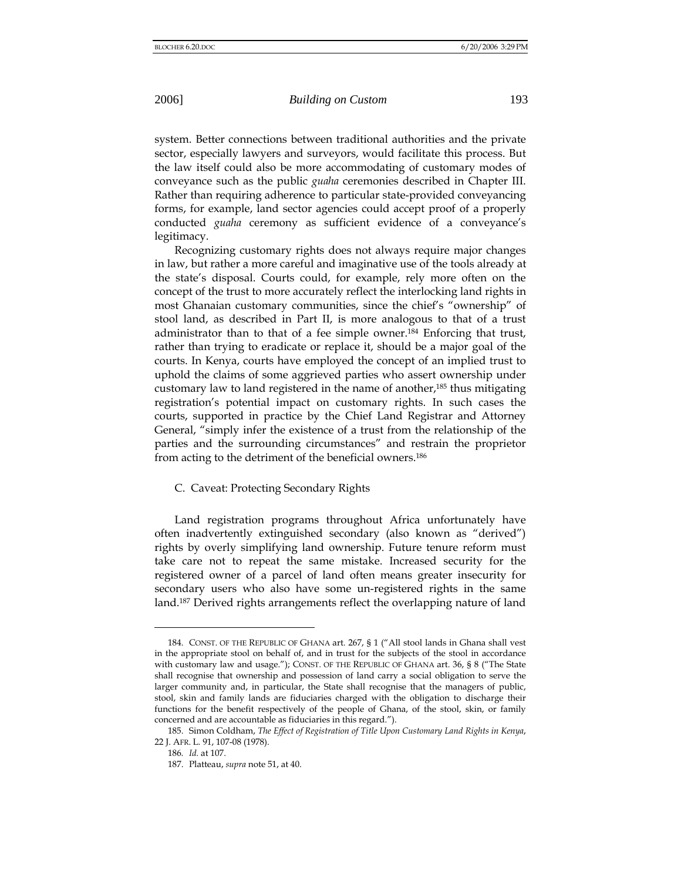system. Better connections between traditional authorities and the private sector, especially lawyers and surveyors, would facilitate this process. But the law itself could also be more accommodating of customary modes of conveyance such as the public *guaha* ceremonies described in Chapter III. Rather than requiring adherence to particular state-provided conveyancing forms, for example, land sector agencies could accept proof of a properly conducted *guaha* ceremony as sufficient evidence of a conveyance's legitimacy.

Recognizing customary rights does not always require major changes in law, but rather a more careful and imaginative use of the tools already at the state's disposal. Courts could, for example, rely more often on the concept of the trust to more accurately reflect the interlocking land rights in most Ghanaian customary communities, since the chief's "ownership" of stool land, as described in Part II, is more analogous to that of a trust administrator than to that of a fee simple owner.[184] Enforcing that trust, rather than trying to eradicate or replace it, should be a major goal of the courts. In Kenya, courts have employed the concept of an implied trust to uphold the claims of some aggrieved parties who assert ownership under customary law to land registered in the name of another,[185] thus mitigating registration's potential impact on customary rights. In such cases the courts, supported in practice by the Chief Land Registrar and Attorney General, "simply infer the existence of a trust from the relationship of the parties and the surrounding circumstances" and restrain the proprietor from acting to the detriment of the beneficial owners.[186]

### C. Caveat: Protecting Secondary Rights

Land registration programs throughout Africa unfortunately have often inadvertently extinguished secondary (also known as "derived") rights by overly simplifying land ownership. Future tenure reform must take care not to repeat the same mistake. Increased security for the registered owner of a parcel of land often means greater insecurity for secondary users who also have some un-registered rights in the same land.[187] Derived rights arrangements reflect the overlapping nature of land

---

184. CONST. OF THE REPUBLIC OF GHANA art. 267, § 1 ("All stool lands in Ghana shall vest in the appropriate stool on behalf of, and in trust for the subjects of the stool in accordance with customary law and usage."); CONST. OF THE REPUBLIC OF GHANA art. 36, § 8 ("The State shall recognise that ownership and possession of land carry a social obligation to serve the larger community and, in particular, the State shall recognise that the managers of public, stool, skin and family lands are fiduciaries charged with the obligation to discharge their functions for the benefit respectively of the people of Ghana, of the stool, skin, or family concerned and are accountable as fiduciaries in this regard.").

185. Simon Coldham, *The Effect of Registration of Title Upon Customary Land Rights in Kenya*, 22 J. AFR. L. 91, 107-08 (1978).

186. *Id.* at 107.

187. Platteau, *supra* note 51, at 40.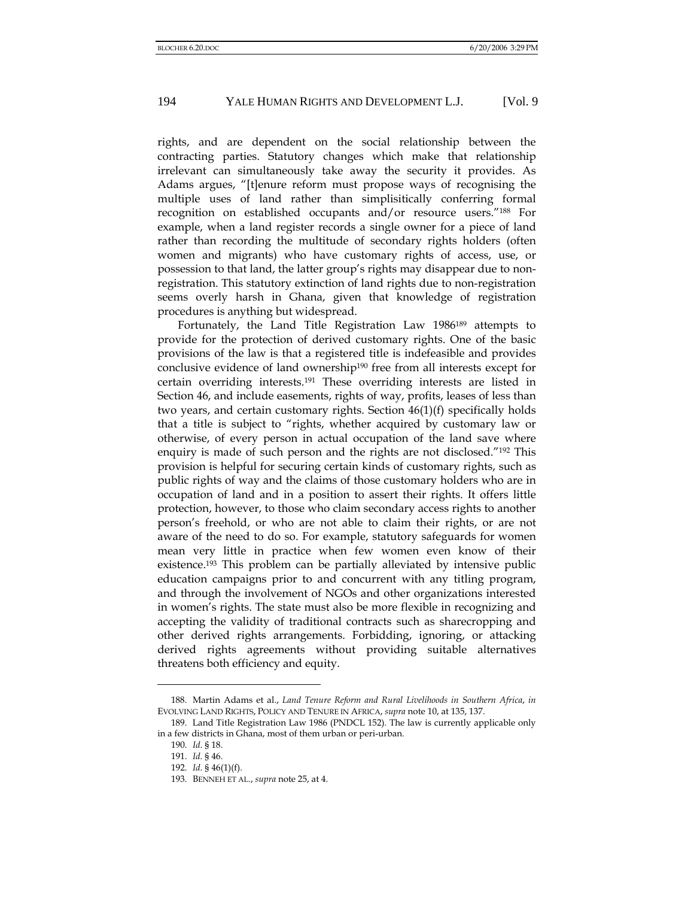rights, and are dependent on the social relationship between the contracting parties. Statutory changes which make that relationship irrelevant can simultaneously take away the security it provides. As Adams argues, "[t]enure reform must propose ways of recognising the multiple uses of land rather than simplisitically conferring formal recognition on established occupants and/or resource users."[188] For example, when a land register records a single owner for a piece of land rather than recording the multitude of secondary rights holders (often women and migrants) who have customary rights of access, use, or possession to that land, the latter group's rights may disappear due to non-registration. This statutory extinction of land rights due to non-registration seems overly harsh in Ghana, given that knowledge of registration procedures is anything but widespread.

Fortunately, the Land Title Registration Law 1986[189] attempts to provide for the protection of derived customary rights. One of the basic provisions of the law is that a registered title is indefeasible and provides conclusive evidence of land ownership[190] free from all interests except for certain overriding interests.[191] These overriding interests are listed in Section 46, and include easements, rights of way, profits, leases of less than two years, and certain customary rights. Section 46(1)(f) specifically holds that a title is subject to "rights, whether acquired by customary law or otherwise, of every person in actual occupation of the land save where enquiry is made of such person and the rights are not disclosed."[192] This provision is helpful for securing certain kinds of customary rights, such as public rights of way and the claims of those customary holders who are in occupation of land and in a position to assert their rights. It offers little protection, however, to those who claim secondary access rights to another person's freehold, or who are not able to claim their rights, or are not aware of the need to do so. For example, statutory safeguards for women mean very little in practice when few women even know of their existence.[193] This problem can be partially alleviated by intensive public education campaigns prior to and concurrent with any titling program, and through the involvement of NGOs and other organizations interested in women's rights. The state must also be more flexible in recognizing and accepting the validity of traditional contracts such as sharecropping and other derived rights arrangements. Forbidding, ignoring, or attacking derived rights agreements without providing suitable alternatives threatens both efficiency and equity.

---

188. Martin Adams et al., *Land Tenure Reform and Rural Livelihoods in Southern Africa*, *in* EVOLVING LAND RIGHTS, POLICY AND TENURE IN AFRICA, *supra* note 10, at 135, 137.

189. Land Title Registration Law 1986 (PNDCL 152). The law is currently applicable only in a few districts in Ghana, most of them urban or peri-urban.

190. *Id.* § 18.

191. *Id.* § 46.

192. *Id.* § 46(1)(f).

193. BENNEH ET AL., *supra* note 25, at 4.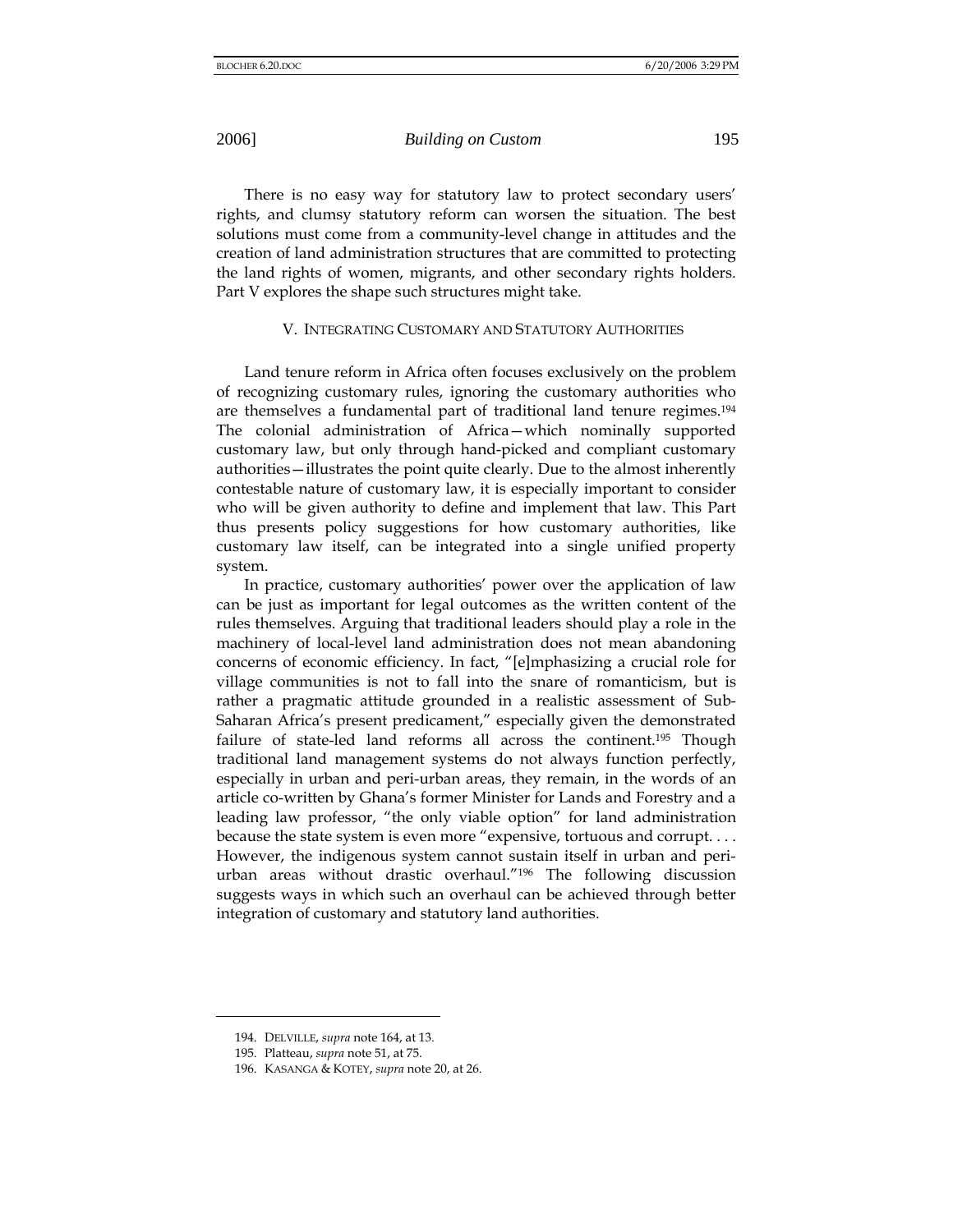There is no easy way for statutory law to protect secondary users' rights, and clumsy statutory reform can worsen the situation. The best solutions must come from a community-level change in attitudes and the creation of land administration structures that are committed to protecting the land rights of women, migrants, and other secondary rights holders. Part V explores the shape such structures might take.

## V. INTEGRATING CUSTOMARY AND STATUTORY AUTHORITIES

Land tenure reform in Africa often focuses exclusively on the problem of recognizing customary rules, ignoring the customary authorities who are themselves a fundamental part of traditional land tenure regimes.[194] The colonial administration of Africa—which nominally supported customary law, but only through hand-picked and compliant customary authorities—illustrates the point quite clearly. Due to the almost inherently contestable nature of customary law, it is especially important to consider who will be given authority to define and implement that law. This Part thus presents policy suggestions for how customary authorities, like customary law itself, can be integrated into a single unified property system.

In practice, customary authorities' power over the application of law can be just as important for legal outcomes as the written content of the rules themselves. Arguing that traditional leaders should play a role in the machinery of local-level land administration does not mean abandoning concerns of economic efficiency. In fact, "[e]mphasizing a crucial role for village communities is not to fall into the snare of romanticism, but is rather a pragmatic attitude grounded in a realistic assessment of Sub-Saharan Africa's present predicament," especially given the demonstrated failure of state-led land reforms all across the continent.[195] Though traditional land management systems do not always function perfectly, especially in urban and peri-urban areas, they remain, in the words of an article co-written by Ghana's former Minister for Lands and Forestry and a leading law professor, "the only viable option" for land administration because the state system is even more "expensive, tortuous and corrupt. . . . However, the indigenous system cannot sustain itself in urban and peri-urban areas without drastic overhaul."[196] The following discussion suggests ways in which such an overhaul can be achieved through better integration of customary and statutory land authorities.

---

194. DELVILLE, *supra* note 164, at 13.

195. Platteau, *supra* note 51, at 75.

196. KASANGA & KOTEY, *supra* note 20, at 26.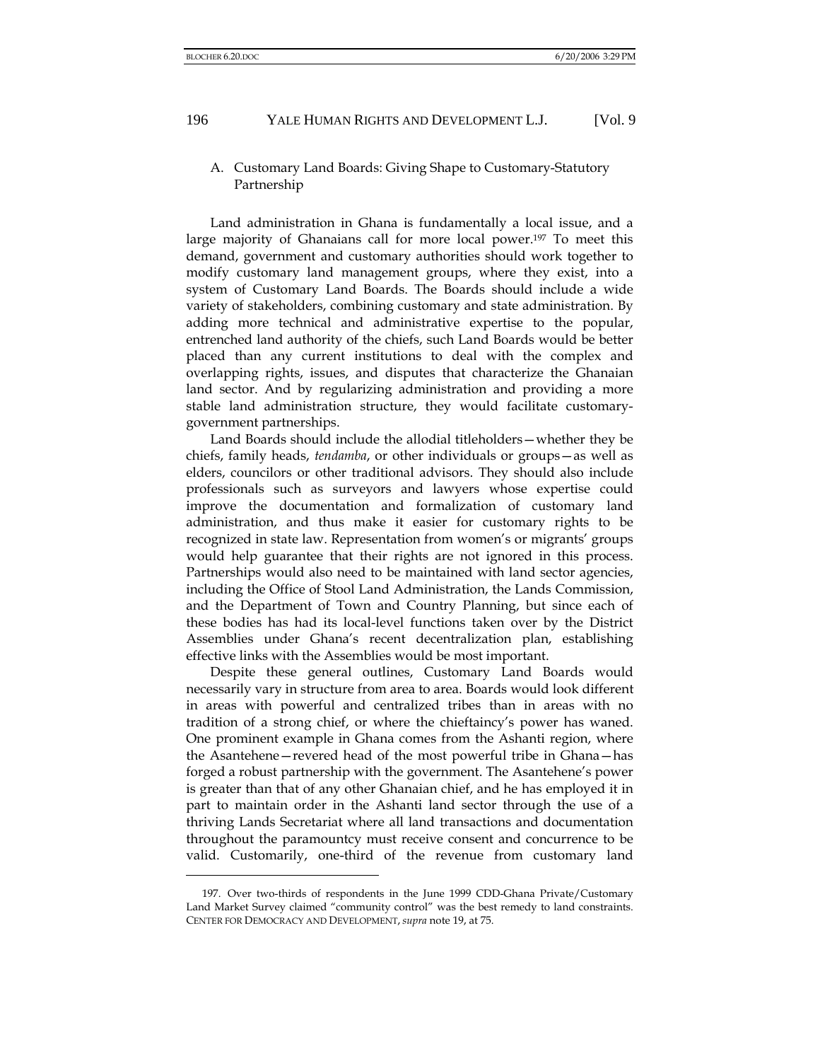### A. Customary Land Boards: Giving Shape to Customary-Statutory Partnership

Land administration in Ghana is fundamentally a local issue, and a large majority of Ghanaians call for more local power.[197] To meet this demand, government and customary authorities should work together to modify customary land management groups, where they exist, into a system of Customary Land Boards. The Boards should include a wide variety of stakeholders, combining customary and state administration. By adding more technical and administrative expertise to the popular, entrenched land authority of the chiefs, such Land Boards would be better placed than any current institutions to deal with the complex and overlapping rights, issues, and disputes that characterize the Ghanaian land sector. And by regularizing administration and providing a more stable land administration structure, they would facilitate customary-government partnerships.

Land Boards should include the allodial titleholders—whether they be chiefs, family heads, *tendamba*, or other individuals or groups—as well as elders, councilors or other traditional advisors. They should also include professionals such as surveyors and lawyers whose expertise could improve the documentation and formalization of customary land administration, and thus make it easier for customary rights to be recognized in state law. Representation from women's or migrants' groups would help guarantee that their rights are not ignored in this process. Partnerships would also need to be maintained with land sector agencies, including the Office of Stool Land Administration, the Lands Commission, and the Department of Town and Country Planning, but since each of these bodies has had its local-level functions taken over by the District Assemblies under Ghana's recent decentralization plan, establishing effective links with the Assemblies would be most important.

Despite these general outlines, Customary Land Boards would necessarily vary in structure from area to area. Boards would look different in areas with powerful and centralized tribes than in areas with no tradition of a strong chief, or where the chieftaincy's power has waned. One prominent example in Ghana comes from the Ashanti region, where the Asantehene—revered head of the most powerful tribe in Ghana—has forged a robust partnership with the government. The Asantehene's power is greater than that of any other Ghanaian chief, and he has employed it in part to maintain order in the Ashanti land sector through the use of a thriving Lands Secretariat where all land transactions and documentation throughout the paramountcy must receive consent and concurrence to be valid. Customarily, one-third of the revenue from customary land

---

197. Over two-thirds of respondents in the June 1999 CDD-Ghana Private/Customary Land Market Survey claimed "community control" was the best remedy to land constraints. CENTER FOR DEMOCRACY AND DEVELOPMENT, *supra* note 19, at 75.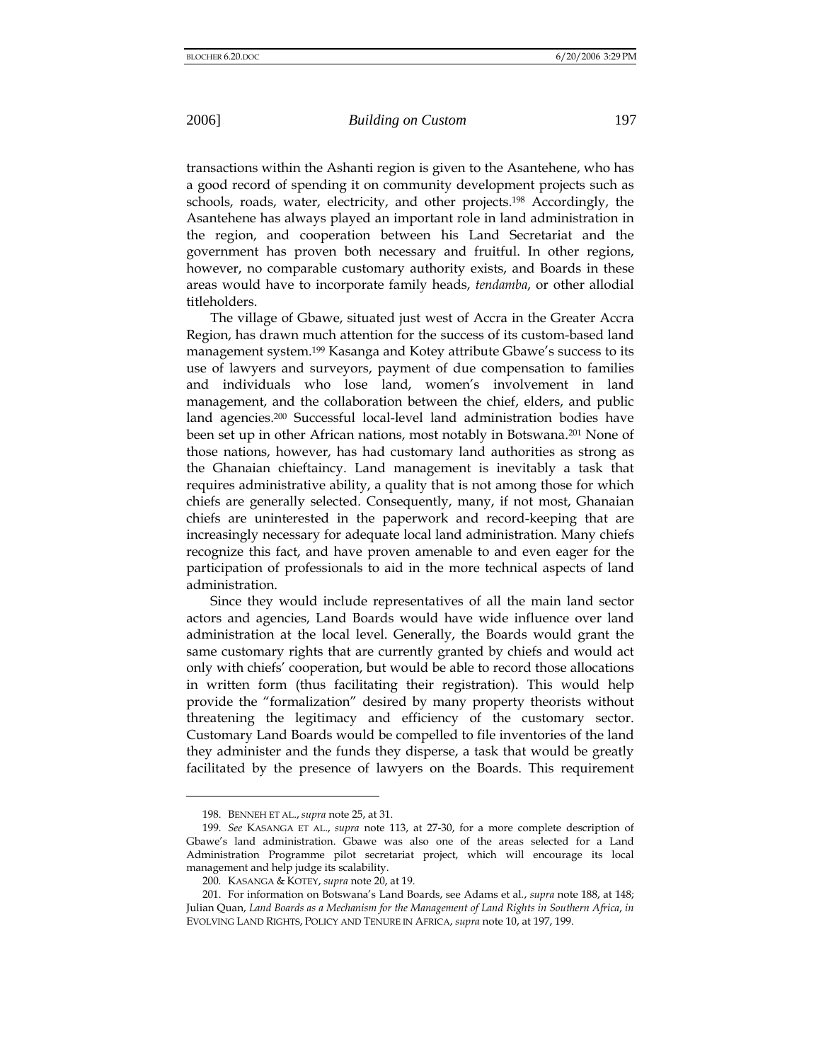transactions within the Ashanti region is given to the Asantehene, who has a good record of spending it on community development projects such as schools, roads, water, electricity, and other projects.[198] Accordingly, the Asantehene has always played an important role in land administration in the region, and cooperation between his Land Secretariat and the government has proven both necessary and fruitful. In other regions, however, no comparable customary authority exists, and Boards in these areas would have to incorporate family heads, *tendamba*, or other allodial titleholders.

The village of Gbawe, situated just west of Accra in the Greater Accra Region, has drawn much attention for the success of its custom-based land management system.[199] Kasanga and Kotey attribute Gbawe's success to its use of lawyers and surveyors, payment of due compensation to families and individuals who lose land, women's involvement in land management, and the collaboration between the chief, elders, and public land agencies.[200] Successful local-level land administration bodies have been set up in other African nations, most notably in Botswana.[201] None of those nations, however, has had customary land authorities as strong as the Ghanaian chieftaincy. Land management is inevitably a task that requires administrative ability, a quality that is not among those for which chiefs are generally selected. Consequently, many, if not most, Ghanaian chiefs are uninterested in the paperwork and record-keeping that are increasingly necessary for adequate local land administration. Many chiefs recognize this fact, and have proven amenable to and even eager for the participation of professionals to aid in the more technical aspects of land administration.

Since they would include representatives of all the main land sector actors and agencies, Land Boards would have wide influence over land administration at the local level. Generally, the Boards would grant the same customary rights that are currently granted by chiefs and would act only with chiefs' cooperation, but would be able to record those allocations in written form (thus facilitating their registration). This would help provide the "formalization" desired by many property theorists without threatening the legitimacy and efficiency of the customary sector. Customary Land Boards would be compelled to file inventories of the land they administer and the funds they disperse, a task that would be greatly facilitated by the presence of lawyers on the Boards. This requirement

---

198. BENNEH ET AL., *supra* note 25, at 31.

199. *See* KASANGA ET AL., *supra* note 113, at 27-30, for a more complete description of Gbawe's land administration. Gbawe was also one of the areas selected for a Land Administration Programme pilot secretariat project, which will encourage its local management and help judge its scalability.

200. KASANGA & KOTEY, *supra* note 20, at 19.

201. For information on Botswana's Land Boards, see Adams et al., *supra* note 188, at 148; Julian Quan, *Land Boards as a Mechanism for the Management of Land Rights in Southern Africa*, *in* EVOLVING LAND RIGHTS, POLICY AND TENURE IN AFRICA, *supra* note 10, at 197, 199.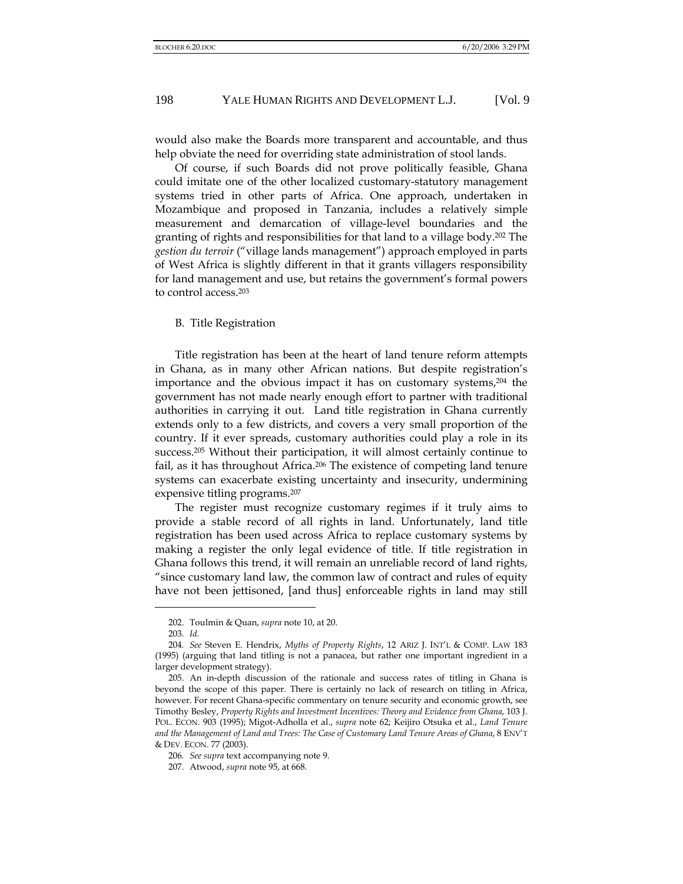would also make the Boards more transparent and accountable, and thus help obviate the need for overriding state administration of stool lands.

Of course, if such Boards did not prove politically feasible, Ghana could imitate one of the other localized customary-statutory management systems tried in other parts of Africa. One approach, undertaken in Mozambique and proposed in Tanzania, includes a relatively simple measurement and demarcation of village-level boundaries and the granting of rights and responsibilities for that land to a village body.[202] The *gestion du terroir* ("village lands management") approach employed in parts of West Africa is slightly different in that it grants villagers responsibility for land management and use, but retains the government's formal powers to control access.[203]

### B. Title Registration

Title registration has been at the heart of land tenure reform attempts in Ghana, as in many other African nations. But despite registration's importance and the obvious impact it has on customary systems,[204] the government has not made nearly enough effort to partner with traditional authorities in carrying it out. Land title registration in Ghana currently extends only to a few districts, and covers a very small proportion of the country. If it ever spreads, customary authorities could play a role in its success.[205] Without their participation, it will almost certainly continue to fail, as it has throughout Africa.[206] The existence of competing land tenure systems can exacerbate existing uncertainty and insecurity, undermining expensive titling programs.[207]

The register must recognize customary regimes if it truly aims to provide a stable record of all rights in land. Unfortunately, land title registration has been used across Africa to replace customary systems by making a register the only legal evidence of title. If title registration in Ghana follows this trend, it will remain an unreliable record of land rights, "since customary land law, the common law of contract and rules of equity have not been jettisoned, [and thus] enforceable rights in land may still

---

202. Toulmin & Quan, *supra* note 10, at 20.

203. *Id.*

204. *See* Steven E. Hendrix, *Myths of Property Rights*, 12 ARIZ J. INT'L & COMP. LAW 183 (1995) (arguing that land titling is not a panacea, but rather one important ingredient in a larger development strategy).

205. An in-depth discussion of the rationale and success rates of titling in Ghana is beyond the scope of this paper. There is certainly no lack of research on titling in Africa, however. For recent Ghana-specific commentary on tenure security and economic growth, see Timothy Besley, *Property Rights and Investment Incentives: Theory and Evidence from Ghana*, 103 J. POL. ECON. 903 (1995); Migot-Adholla et al., *supra* note 62; Keijiro Otsuka et al., *Land Tenure and the Management of Land and Trees: The Case of Customary Land Tenure Areas of Ghana*, 8 ENV'T & DEV. ECON. 77 (2003).

206. *See supra* text accompanying note 9.

207. Atwood, *supra* note 95, at 668.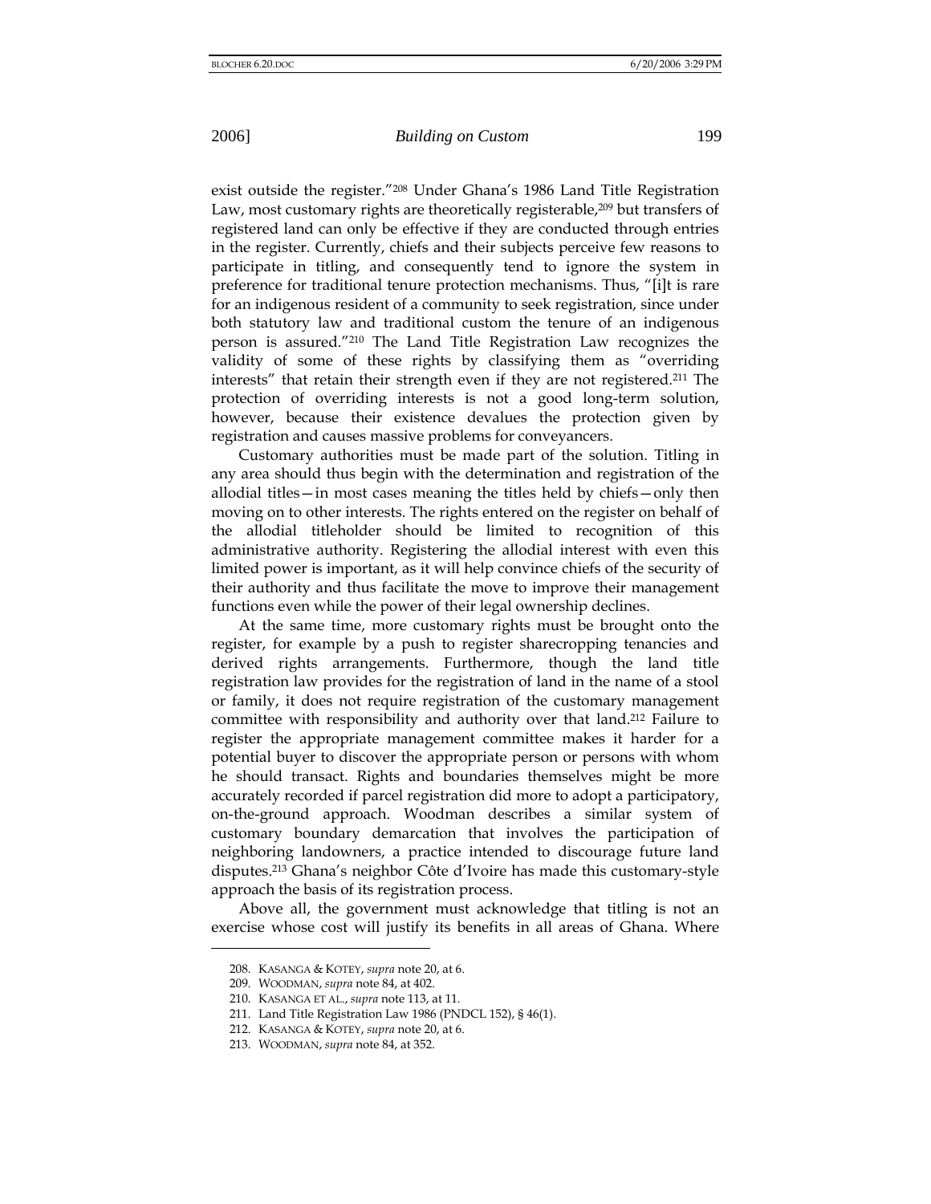exist outside the register."[208] Under Ghana's 1986 Land Title Registration Law, most customary rights are theoretically registerable,[209] but transfers of registered land can only be effective if they are conducted through entries in the register. Currently, chiefs and their subjects perceive few reasons to participate in titling, and consequently tend to ignore the system in preference for traditional tenure protection mechanisms. Thus, "[i]t is rare for an indigenous resident of a community to seek registration, since under both statutory law and traditional custom the tenure of an indigenous person is assured."[210] The Land Title Registration Law recognizes the validity of some of these rights by classifying them as "overriding interests" that retain their strength even if they are not registered.[211] The protection of overriding interests is not a good long-term solution, however, because their existence devalues the protection given by registration and causes massive problems for conveyancers.

Customary authorities must be made part of the solution. Titling in any area should thus begin with the determination and registration of the allodial titles—in most cases meaning the titles held by chiefs—only then moving on to other interests. The rights entered on the register on behalf of the allodial titleholder should be limited to recognition of this administrative authority. Registering the allodial interest with even this limited power is important, as it will help convince chiefs of the security of their authority and thus facilitate the move to improve their management functions even while the power of their legal ownership declines.

At the same time, more customary rights must be brought onto the register, for example by a push to register sharecropping tenancies and derived rights arrangements. Furthermore, though the land title registration law provides for the registration of land in the name of a stool or family, it does not require registration of the customary management committee with responsibility and authority over that land.[212] Failure to register the appropriate management committee makes it harder for a potential buyer to discover the appropriate person or persons with whom he should transact. Rights and boundaries themselves might be more accurately recorded if parcel registration did more to adopt a participatory, on-the-ground approach. Woodman describes a similar system of customary boundary demarcation that involves the participation of neighboring landowners, a practice intended to discourage future land disputes.[213] Ghana's neighbor Côte d'Ivoire has made this customary-style approach the basis of its registration process.

Above all, the government must acknowledge that titling is not an exercise whose cost will justify its benefits in all areas of Ghana. Where

---

208. KASANGA & KOTEY, *supra* note 20, at 6.
209. WOODMAN, *supra* note 84, at 402.
210. KASANGA ET AL., *supra* note 113, at 11.
211. Land Title Registration Law 1986 (PNDCL 152), § 46(1).
212. KASANGA & KOTEY, *supra* note 20, at 6.
213. WOODMAN, *supra* note 84, at 352.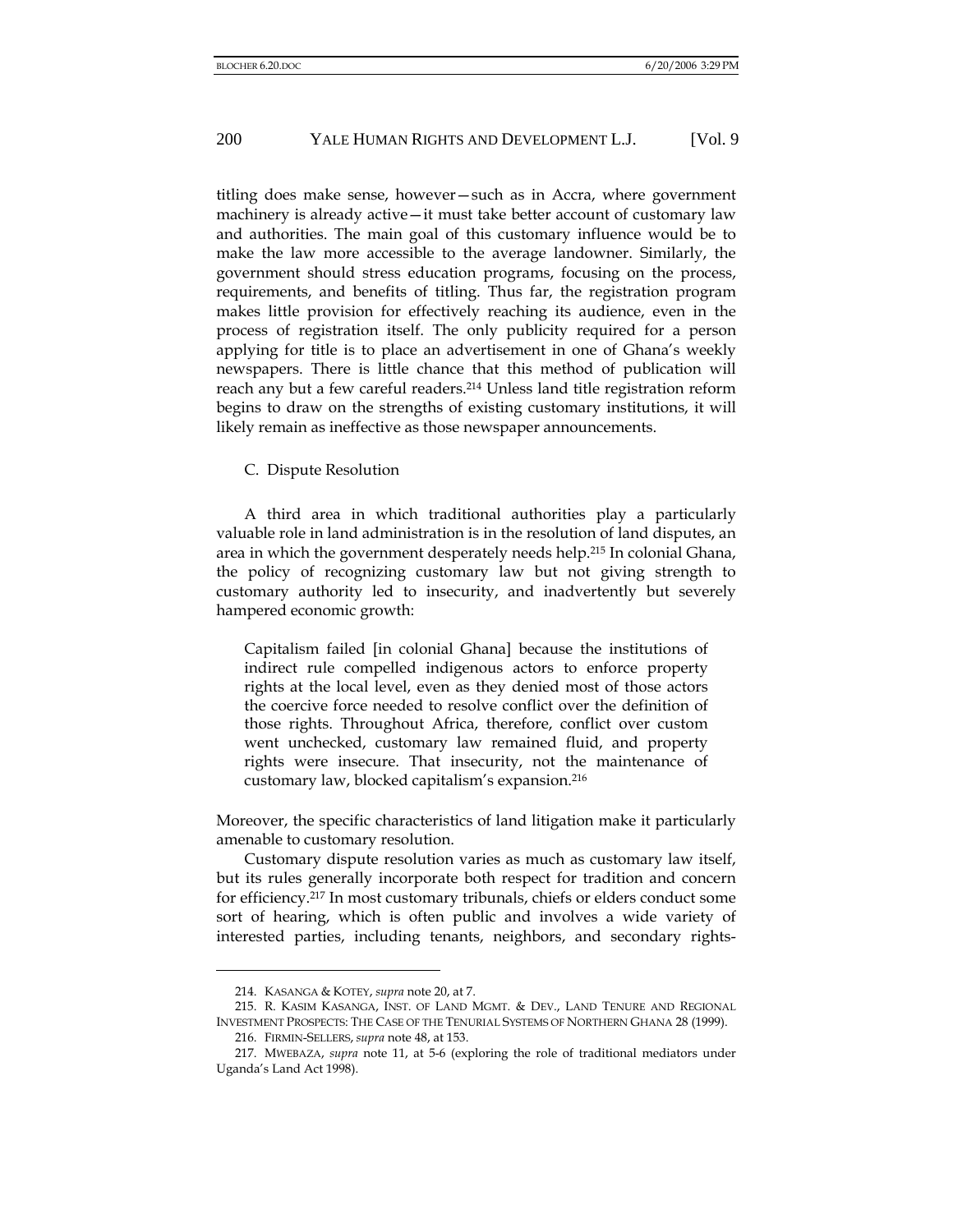titling does make sense, however—such as in Accra, where government machinery is already active—it must take better account of customary law and authorities. The main goal of this customary influence would be to make the law more accessible to the average landowner. Similarly, the government should stress education programs, focusing on the process, requirements, and benefits of titling. Thus far, the registration program makes little provision for effectively reaching its audience, even in the process of registration itself. The only publicity required for a person applying for title is to place an advertisement in one of Ghana's weekly newspapers. There is little chance that this method of publication will reach any but a few careful readers.[214] Unless land title registration reform begins to draw on the strengths of existing customary institutions, it will likely remain as ineffective as those newspaper announcements.

### C. Dispute Resolution

A third area in which traditional authorities play a particularly valuable role in land administration is in the resolution of land disputes, an area in which the government desperately needs help.[215] In colonial Ghana, the policy of recognizing customary law but not giving strength to customary authority led to insecurity, and inadvertently but severely hampered economic growth:

> Capitalism failed [in colonial Ghana] because the institutions of indirect rule compelled indigenous actors to enforce property rights at the local level, even as they denied most of those actors the coercive force needed to resolve conflict over the definition of those rights. Throughout Africa, therefore, conflict over custom went unchecked, customary law remained fluid, and property rights were insecure. That insecurity, not the maintenance of customary law, blocked capitalism's expansion.[216]

Moreover, the specific characteristics of land litigation make it particularly amenable to customary resolution.

Customary dispute resolution varies as much as customary law itself, but its rules generally incorporate both respect for tradition and concern for efficiency.[217] In most customary tribunals, chiefs or elders conduct some sort of hearing, which is often public and involves a wide variety of interested parties, including tenants, neighbors, and secondary rights-

---

214. KASANGA & KOTEY, *supra* note 20, at 7.

215. R. KASIM KASANGA, INST. OF LAND MGMT. & DEV., LAND TENURE AND REGIONAL INVESTMENT PROSPECTS: THE CASE OF THE TENURIAL SYSTEMS OF NORTHERN GHANA 28 (1999).

216. FIRMIN-SELLERS, *supra* note 48, at 153.

217. MWEBAZA, *supra* note 11, at 5-6 (exploring the role of traditional mediators under Uganda's Land Act 1998).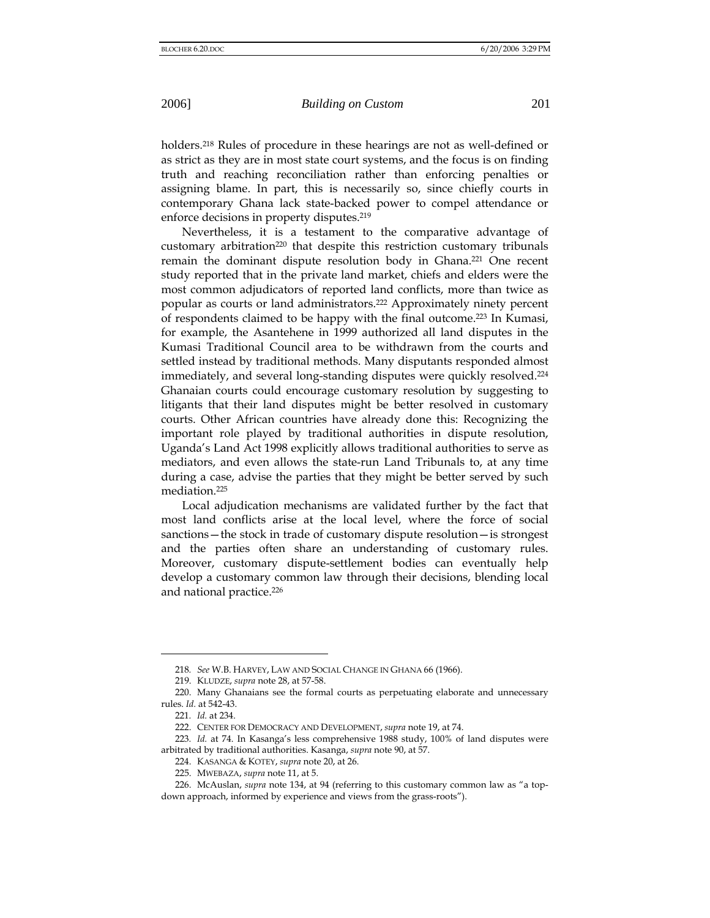holders.[218] Rules of procedure in these hearings are not as well-defined or as strict as they are in most state court systems, and the focus is on finding truth and reaching reconciliation rather than enforcing penalties or assigning blame. In part, this is necessarily so, since chiefly courts in contemporary Ghana lack state-backed power to compel attendance or enforce decisions in property disputes.[219]

Nevertheless, it is a testament to the comparative advantage of customary arbitration[220] that despite this restriction customary tribunals remain the dominant dispute resolution body in Ghana.[221] One recent study reported that in the private land market, chiefs and elders were the most common adjudicators of reported land conflicts, more than twice as popular as courts or land administrators.[222] Approximately ninety percent of respondents claimed to be happy with the final outcome.[223] In Kumasi, for example, the Asantehene in 1999 authorized all land disputes in the Kumasi Traditional Council area to be withdrawn from the courts and settled instead by traditional methods. Many disputants responded almost immediately, and several long-standing disputes were quickly resolved.[224] Ghanaian courts could encourage customary resolution by suggesting to litigants that their land disputes might be better resolved in customary courts. Other African countries have already done this: Recognizing the important role played by traditional authorities in dispute resolution, Uganda's Land Act 1998 explicitly allows traditional authorities to serve as mediators, and even allows the state-run Land Tribunals to, at any time during a case, advise the parties that they might be better served by such mediation.[225]

Local adjudication mechanisms are validated further by the fact that most land conflicts arise at the local level, where the force of social sanctions—the stock in trade of customary dispute resolution—is strongest and the parties often share an understanding of customary rules. Moreover, customary dispute-settlement bodies can eventually help develop a customary common law through their decisions, blending local and national practice.[226]

---

218. *See* W.B. HARVEY, LAW AND SOCIAL CHANGE IN GHANA 66 (1966).

219. KLUDZE, *supra* note 28, at 57-58.

220. Many Ghanaians see the formal courts as perpetuating elaborate and unnecessary rules. *Id.* at 542-43.

221. *Id.* at 234.

222. CENTER FOR DEMOCRACY AND DEVELOPMENT, *supra* note 19, at 74.

223. *Id.* at 74. In Kasanga's less comprehensive 1988 study, 100% of land disputes were arbitrated by traditional authorities. Kasanga, *supra* note 90, at 57.

224. KASANGA & KOTEY, *supra* note 20, at 26.

225. MWEBAZA, *supra* note 11, at 5.

226. McAuslan, *supra* note 134, at 94 (referring to this customary common law as "a top-down approach, informed by experience and views from the grass-roots").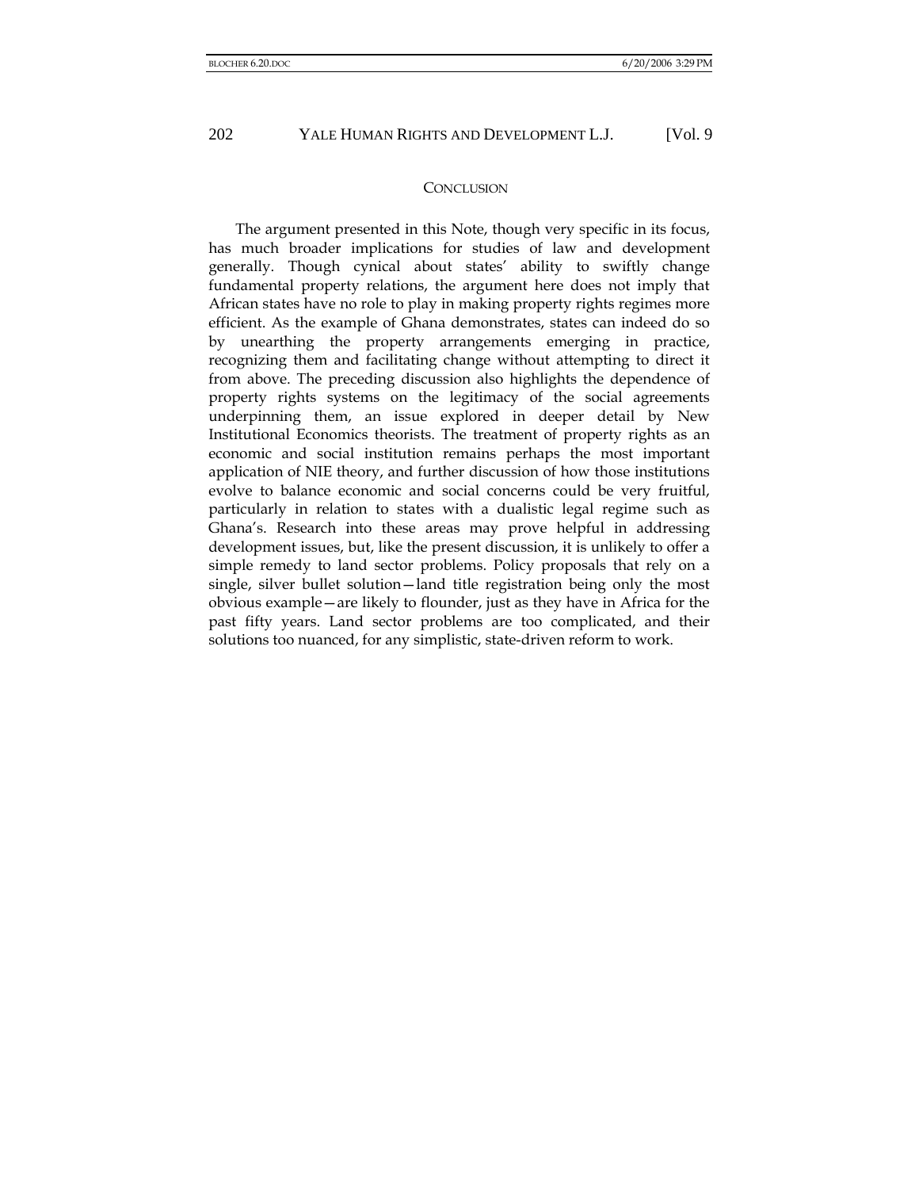## CONCLUSION

The argument presented in this Note, though very specific in its focus, has much broader implications for studies of law and development generally. Though cynical about states' ability to swiftly change fundamental property relations, the argument here does not imply that African states have no role to play in making property rights regimes more efficient. As the example of Ghana demonstrates, states can indeed do so by unearthing the property arrangements emerging in practice, recognizing them and facilitating change without attempting to direct it from above. The preceding discussion also highlights the dependence of property rights systems on the legitimacy of the social agreements underpinning them, an issue explored in deeper detail by New Institutional Economics theorists. The treatment of property rights as an economic and social institution remains perhaps the most important application of NIE theory, and further discussion of how those institutions evolve to balance economic and social concerns could be very fruitful, particularly in relation to states with a dualistic legal regime such as Ghana's. Research into these areas may prove helpful in addressing development issues, but, like the present discussion, it is unlikely to offer a simple remedy to land sector problems. Policy proposals that rely on a single, silver bullet solution—land title registration being only the most obvious example—are likely to flounder, just as they have in Africa for the past fifty years. Land sector problems are too complicated, and their solutions too nuanced, for any simplistic, state-driven reform to work.